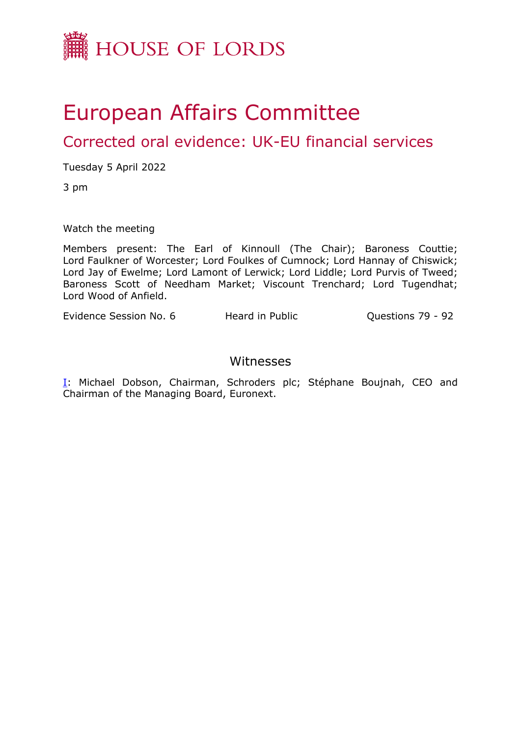HOUSE OF LORDS

# European Affairs Committee

## Corrected oral evidence: UK-EU financial services

Tuesday 5 April 2022

3 pm

Watch the meeting

Members present: The Earl of Kinnoull (The Chair); Baroness Couttie; Lord Faulkner of Worcester; Lord Foulkes of Cumnock; Lord Hannay of Chiswick; Lord Jay of Ewelme; Lord Lamont of Lerwick; Lord Liddle; Lord Purvis of Tweed; Baroness Scott of Needham Market; Viscount Trenchard; Lord Tugendhat; Lord Wood of Anfield.

Evidence Session No. 6 Heard in Public Questions 79 - 92

### Witnesses

I: Michael Dobson, Chairman, Schroders plc; Stéphane Boujnah, CEO and Chairman of the Managing Board, Euronext.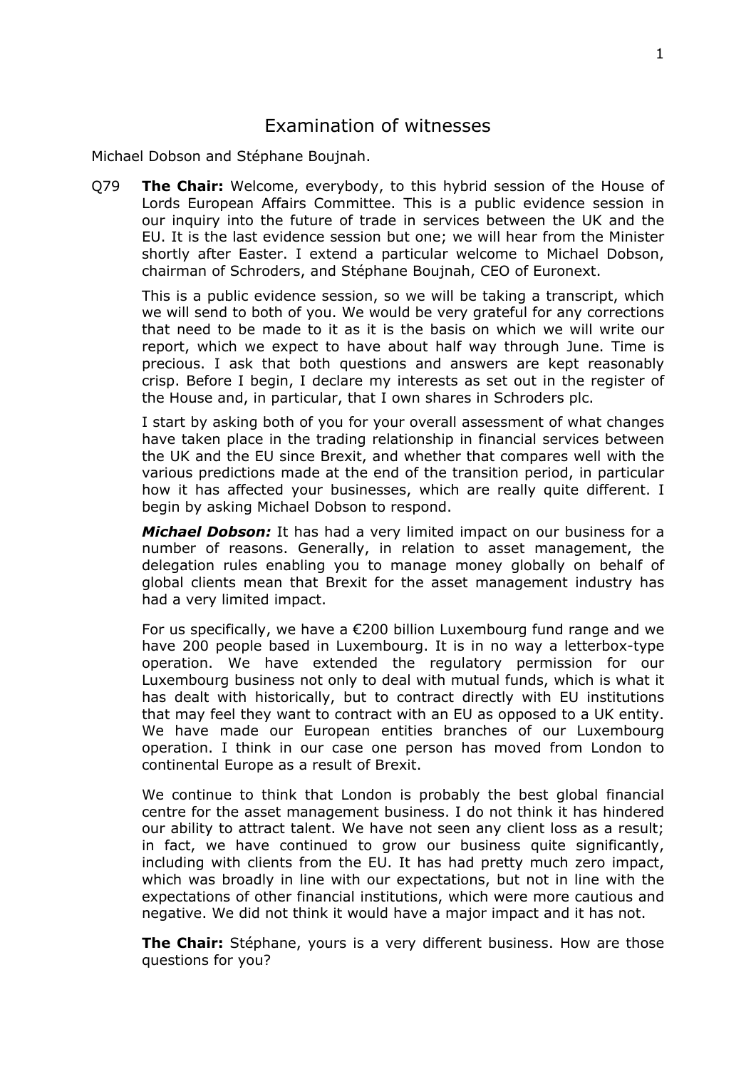# Examination of witnesses

Michael Dobson and Stéphane Boujnah.

Q79 **The Chair:** Welcome, everybody, to this hybrid session of the House of Lords European Affairs Committee. This is a public evidence session in our inquiry into the future of trade in services between the UK and the EU. It is the last evidence session but one; we will hear from the Minister shortly after Easter. I extend a particular welcome to Michael Dobson, chairman of Schroders, and Stéphane Boujnah, CEO of Euronext.

This is a public evidence session, so we will be taking a transcript, which we will send to both of you. We would be very grateful for any corrections that need to be made to it as it is the basis on which we will write our report, which we expect to have about half way through June. Time is precious. I ask that both questions and answers are kept reasonably crisp. Before I begin, I declare my interests as set out in the register of the House and, in particular, that I own shares in Schroders plc.

I start by asking both of you for your overall assessment of what changes have taken place in the trading relationship in financial services between the UK and the EU since Brexit, and whether that compares well with the various predictions made at the end of the transition period, in particular how it has affected your businesses, which are really quite different. I begin by asking Michael Dobson to respond.

***Michael Dobson:*** It has had a very limited impact on our business for a number of reasons. Generally, in relation to asset management, the delegation rules enabling you to manage money globally on behalf of global clients mean that Brexit for the asset management industry has had a very limited impact.

For us specifically, we have a €200 billion Luxembourg fund range and we have 200 people based in Luxembourg. It is in no way a letterbox-type operation. We have extended the regulatory permission for our Luxembourg business not only to deal with mutual funds, which is what it has dealt with historically, but to contract directly with EU institutions that may feel they want to contract with an EU as opposed to a UK entity. We have made our European entities branches of our Luxembourg operation. I think in our case one person has moved from London to continental Europe as a result of Brexit.

We continue to think that London is probably the best global financial centre for the asset management business. I do not think it has hindered our ability to attract talent. We have not seen any client loss as a result; in fact, we have continued to grow our business quite significantly, including with clients from the EU. It has had pretty much zero impact, which was broadly in line with our expectations, but not in line with the expectations of other financial institutions, which were more cautious and negative. We did not think it would have a major impact and it has not.

**The Chair:** Stéphane, yours is a very different business. How are those questions for you?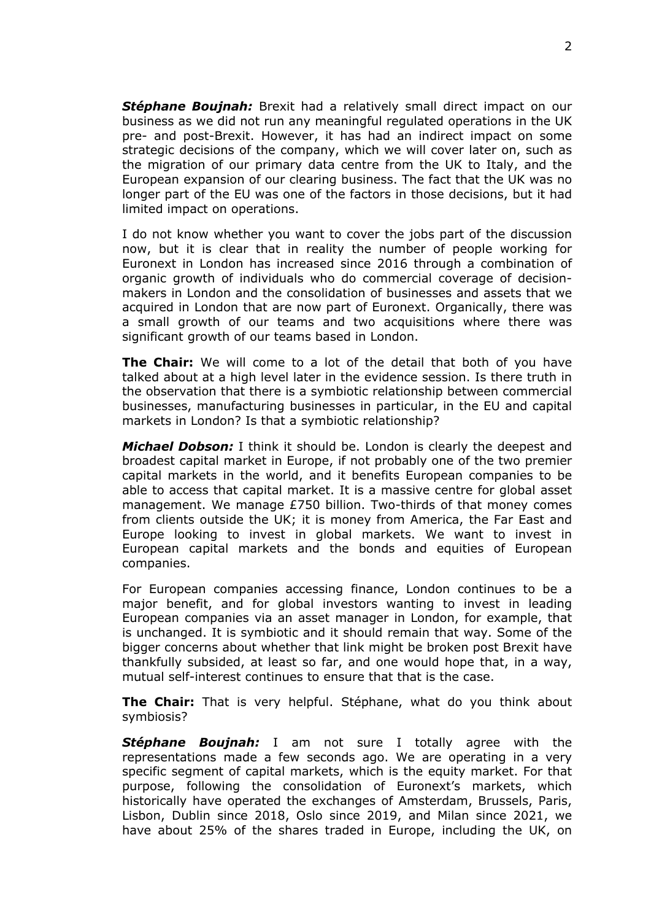***Stéphane Boujnah:*** Brexit had a relatively small direct impact on our business as we did not run any meaningful regulated operations in the UK pre- and post-Brexit. However, it has had an indirect impact on some strategic decisions of the company, which we will cover later on, such as the migration of our primary data centre from the UK to Italy, and the European expansion of our clearing business. The fact that the UK was no longer part of the EU was one of the factors in those decisions, but it had limited impact on operations.

I do not know whether you want to cover the jobs part of the discussion now, but it is clear that in reality the number of people working for Euronext in London has increased since 2016 through a combination of organic growth of individuals who do commercial coverage of decision-makers in London and the consolidation of businesses and assets that we acquired in London that are now part of Euronext. Organically, there was a small growth of our teams and two acquisitions where there was significant growth of our teams based in London.

**The Chair:** We will come to a lot of the detail that both of you have talked about at a high level later in the evidence session. Is there truth in the observation that there is a symbiotic relationship between commercial businesses, manufacturing businesses in particular, in the EU and capital markets in London? Is that a symbiotic relationship?

***Michael Dobson:*** I think it should be. London is clearly the deepest and broadest capital market in Europe, if not probably one of the two premier capital markets in the world, and it benefits European companies to be able to access that capital market. It is a massive centre for global asset management. We manage £750 billion. Two-thirds of that money comes from clients outside the UK; it is money from America, the Far East and Europe looking to invest in global markets. We want to invest in European capital markets and the bonds and equities of European companies.

For European companies accessing finance, London continues to be a major benefit, and for global investors wanting to invest in leading European companies via an asset manager in London, for example, that is unchanged. It is symbiotic and it should remain that way. Some of the bigger concerns about whether that link might be broken post Brexit have thankfully subsided, at least so far, and one would hope that, in a way, mutual self-interest continues to ensure that that is the case.

**The Chair:** That is very helpful. Stéphane, what do you think about symbiosis?

***Stéphane Boujnah:*** I am not sure I totally agree with the representations made a few seconds ago. We are operating in a very specific segment of capital markets, which is the equity market. For that purpose, following the consolidation of Euronext's markets, which historically have operated the exchanges of Amsterdam, Brussels, Paris, Lisbon, Dublin since 2018, Oslo since 2019, and Milan since 2021, we have about 25% of the shares traded in Europe, including the UK, on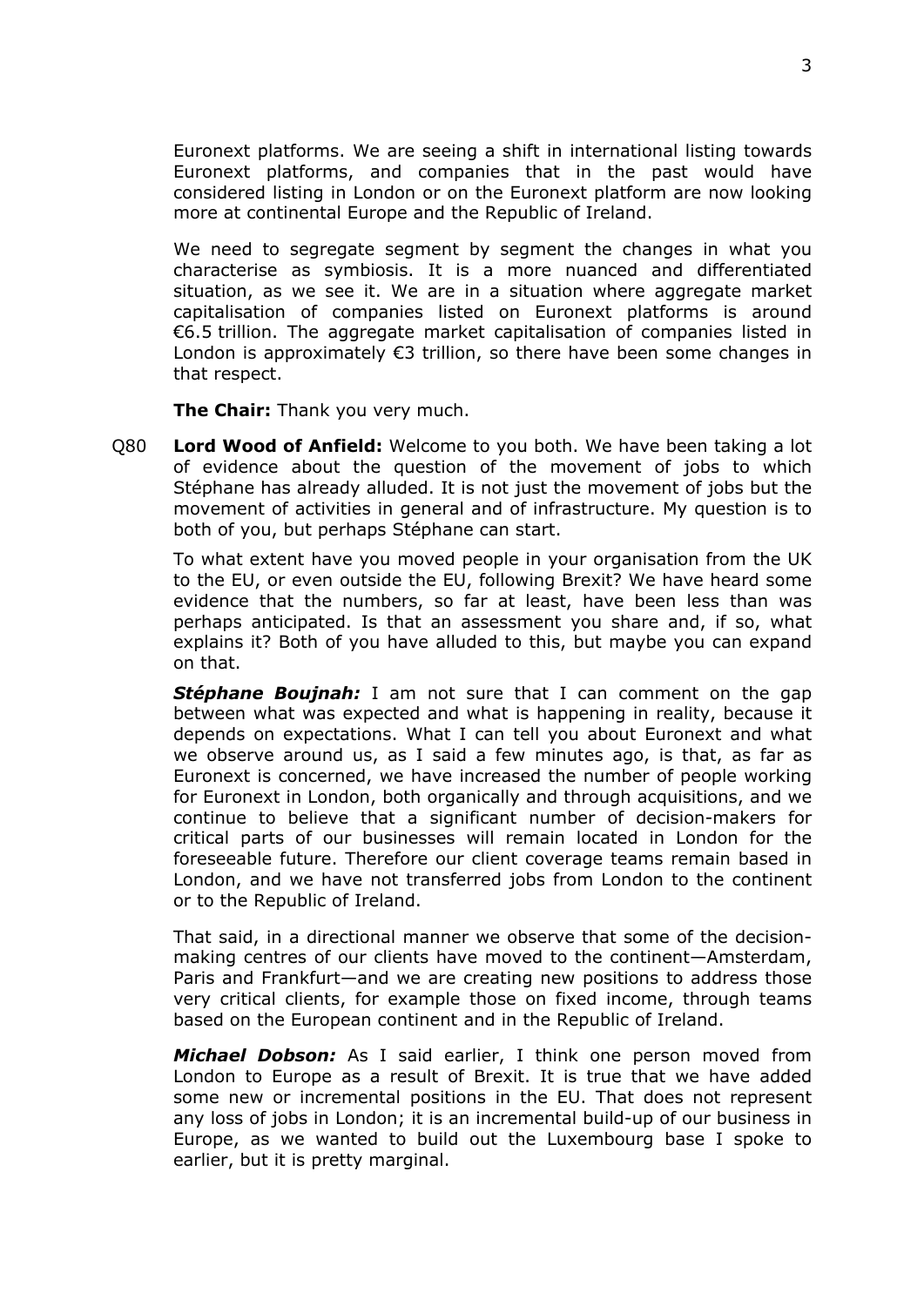Euronext platforms. We are seeing a shift in international listing towards Euronext platforms, and companies that in the past would have considered listing in London or on the Euronext platform are now looking more at continental Europe and the Republic of Ireland.

We need to segregate segment by segment the changes in what you characterise as symbiosis. It is a more nuanced and differentiated situation, as we see it. We are in a situation where aggregate market capitalisation of companies listed on Euronext platforms is around €6.5 trillion. The aggregate market capitalisation of companies listed in London is approximately €3 trillion, so there have been some changes in that respect.

**The Chair:** Thank you very much.

Q80 **Lord Wood of Anfield:** Welcome to you both. We have been taking a lot of evidence about the question of the movement of jobs to which Stéphane has already alluded. It is not just the movement of jobs but the movement of activities in general and of infrastructure. My question is to both of you, but perhaps Stéphane can start.

To what extent have you moved people in your organisation from the UK to the EU, or even outside the EU, following Brexit? We have heard some evidence that the numbers, so far at least, have been less than was perhaps anticipated. Is that an assessment you share and, if so, what explains it? Both of you have alluded to this, but maybe you can expand on that.

***Stéphane Boujnah:*** I am not sure that I can comment on the gap between what was expected and what is happening in reality, because it depends on expectations. What I can tell you about Euronext and what we observe around us, as I said a few minutes ago, is that, as far as Euronext is concerned, we have increased the number of people working for Euronext in London, both organically and through acquisitions, and we continue to believe that a significant number of decision-makers for critical parts of our businesses will remain located in London for the foreseeable future. Therefore our client coverage teams remain based in London, and we have not transferred jobs from London to the continent or to the Republic of Ireland.

That said, in a directional manner we observe that some of the decision-making centres of our clients have moved to the continent—Amsterdam, Paris and Frankfurt—and we are creating new positions to address those very critical clients, for example those on fixed income, through teams based on the European continent and in the Republic of Ireland.

***Michael Dobson:*** As I said earlier, I think one person moved from London to Europe as a result of Brexit. It is true that we have added some new or incremental positions in the EU. That does not represent any loss of jobs in London; it is an incremental build-up of our business in Europe, as we wanted to build out the Luxembourg base I spoke to earlier, but it is pretty marginal.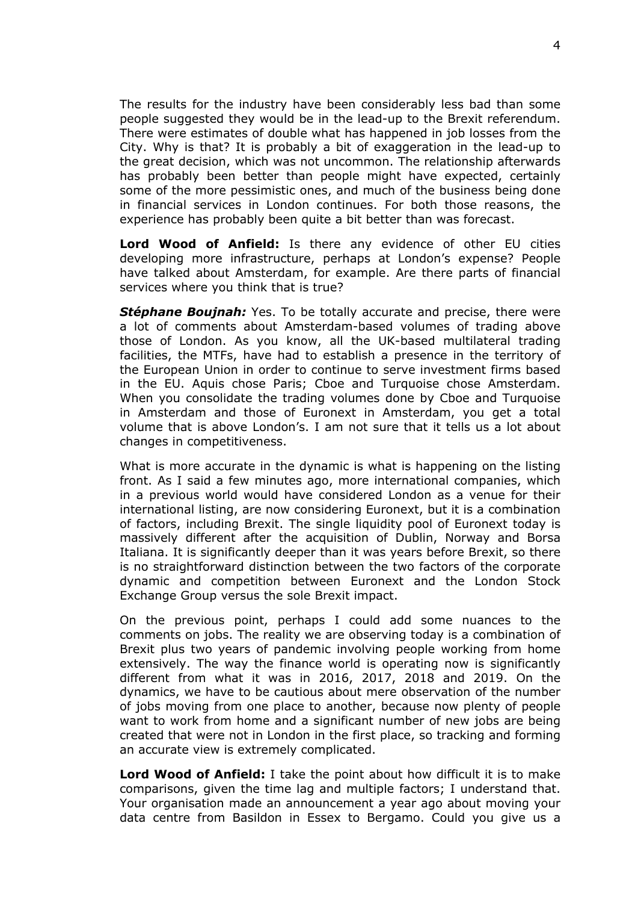The results for the industry have been considerably less bad than some people suggested they would be in the lead-up to the Brexit referendum. There were estimates of double what has happened in job losses from the City. Why is that? It is probably a bit of exaggeration in the lead-up to the great decision, which was not uncommon. The relationship afterwards has probably been better than people might have expected, certainly some of the more pessimistic ones, and much of the business being done in financial services in London continues. For both those reasons, the experience has probably been quite a bit better than was forecast.

**Lord Wood of Anfield:** Is there any evidence of other EU cities developing more infrastructure, perhaps at London's expense? People have talked about Amsterdam, for example. Are there parts of financial services where you think that is true?

***Stéphane Boujnah:*** Yes. To be totally accurate and precise, there were a lot of comments about Amsterdam-based volumes of trading above those of London. As you know, all the UK-based multilateral trading facilities, the MTFs, have had to establish a presence in the territory of the European Union in order to continue to serve investment firms based in the EU. Aquis chose Paris; Cboe and Turquoise chose Amsterdam. When you consolidate the trading volumes done by Cboe and Turquoise in Amsterdam and those of Euronext in Amsterdam, you get a total volume that is above London's. I am not sure that it tells us a lot about changes in competitiveness.

What is more accurate in the dynamic is what is happening on the listing front. As I said a few minutes ago, more international companies, which in a previous world would have considered London as a venue for their international listing, are now considering Euronext, but it is a combination of factors, including Brexit. The single liquidity pool of Euronext today is massively different after the acquisition of Dublin, Norway and Borsa Italiana. It is significantly deeper than it was years before Brexit, so there is no straightforward distinction between the two factors of the corporate dynamic and competition between Euronext and the London Stock Exchange Group versus the sole Brexit impact.

On the previous point, perhaps I could add some nuances to the comments on jobs. The reality we are observing today is a combination of Brexit plus two years of pandemic involving people working from home extensively. The way the finance world is operating now is significantly different from what it was in 2016, 2017, 2018 and 2019. On the dynamics, we have to be cautious about mere observation of the number of jobs moving from one place to another, because now plenty of people want to work from home and a significant number of new jobs are being created that were not in London in the first place, so tracking and forming an accurate view is extremely complicated.

**Lord Wood of Anfield:** I take the point about how difficult it is to make comparisons, given the time lag and multiple factors; I understand that. Your organisation made an announcement a year ago about moving your data centre from Basildon in Essex to Bergamo. Could you give us a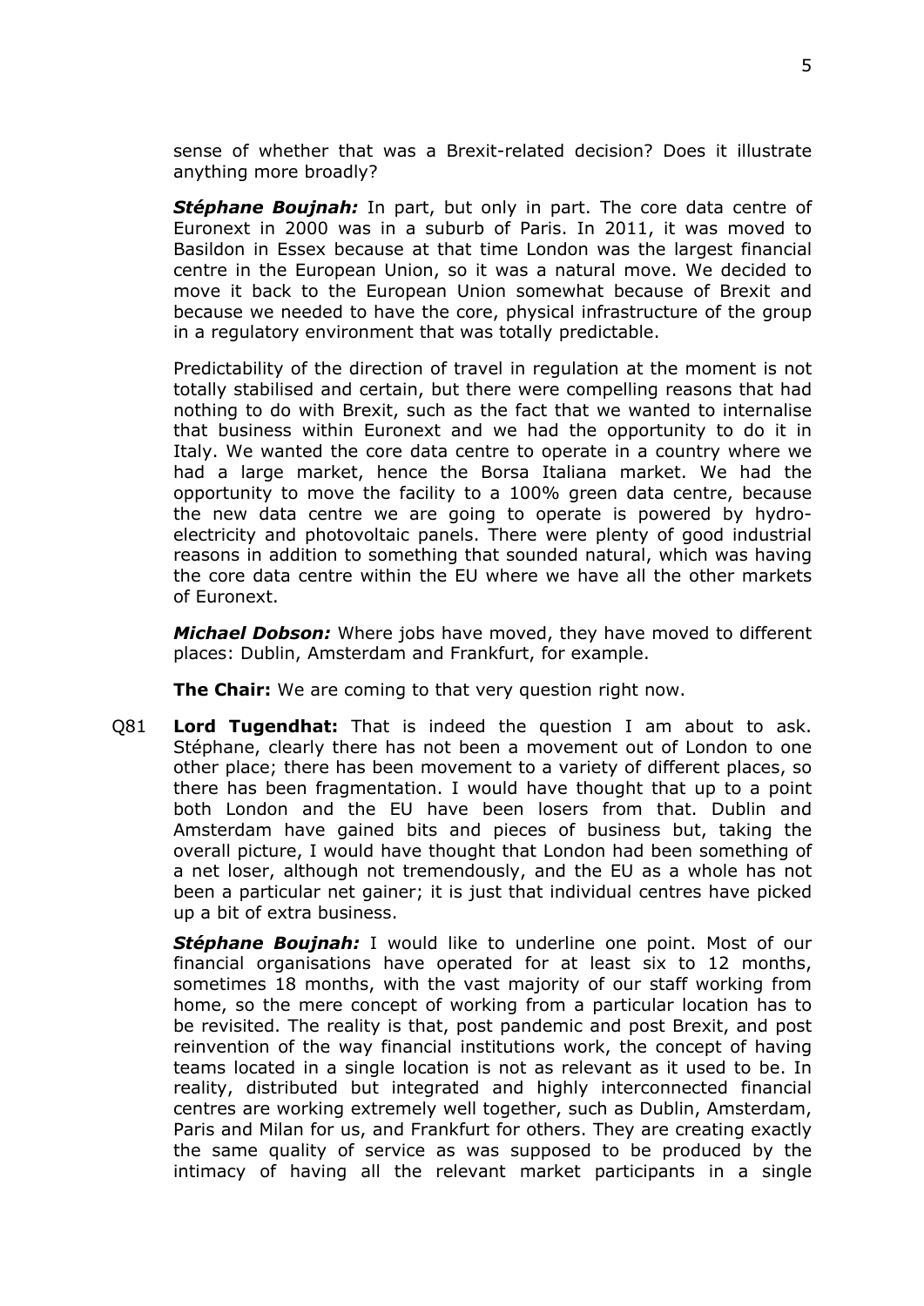sense of whether that was a Brexit-related decision? Does it illustrate anything more broadly?

***Stéphane Boujnah:*** In part, but only in part. The core data centre of Euronext in 2000 was in a suburb of Paris. In 2011, it was moved to Basildon in Essex because at that time London was the largest financial centre in the European Union, so it was a natural move. We decided to move it back to the European Union somewhat because of Brexit and because we needed to have the core, physical infrastructure of the group in a regulatory environment that was totally predictable.

Predictability of the direction of travel in regulation at the moment is not totally stabilised and certain, but there were compelling reasons that had nothing to do with Brexit, such as the fact that we wanted to internalise that business within Euronext and we had the opportunity to do it in Italy. We wanted the core data centre to operate in a country where we had a large market, hence the Borsa Italiana market. We had the opportunity to move the facility to a 100% green data centre, because the new data centre we are going to operate is powered by hydro-electricity and photovoltaic panels. There were plenty of good industrial reasons in addition to something that sounded natural, which was having the core data centre within the EU where we have all the other markets of Euronext.

***Michael Dobson:*** Where jobs have moved, they have moved to different places: Dublin, Amsterdam and Frankfurt, for example.

**The Chair:** We are coming to that very question right now.

Q81 **Lord Tugendhat:** That is indeed the question I am about to ask. Stéphane, clearly there has not been a movement out of London to one other place; there has been movement to a variety of different places, so there has been fragmentation. I would have thought that up to a point both London and the EU have been losers from that. Dublin and Amsterdam have gained bits and pieces of business but, taking the overall picture, I would have thought that London had been something of a net loser, although not tremendously, and the EU as a whole has not been a particular net gainer; it is just that individual centres have picked up a bit of extra business.

***Stéphane Boujnah:*** I would like to underline one point. Most of our financial organisations have operated for at least six to 12 months, sometimes 18 months, with the vast majority of our staff working from home, so the mere concept of working from a particular location has to be revisited. The reality is that, post pandemic and post Brexit, and post reinvention of the way financial institutions work, the concept of having teams located in a single location is not as relevant as it used to be. In reality, distributed but integrated and highly interconnected financial centres are working extremely well together, such as Dublin, Amsterdam, Paris and Milan for us, and Frankfurt for others. They are creating exactly the same quality of service as was supposed to be produced by the intimacy of having all the relevant market participants in a single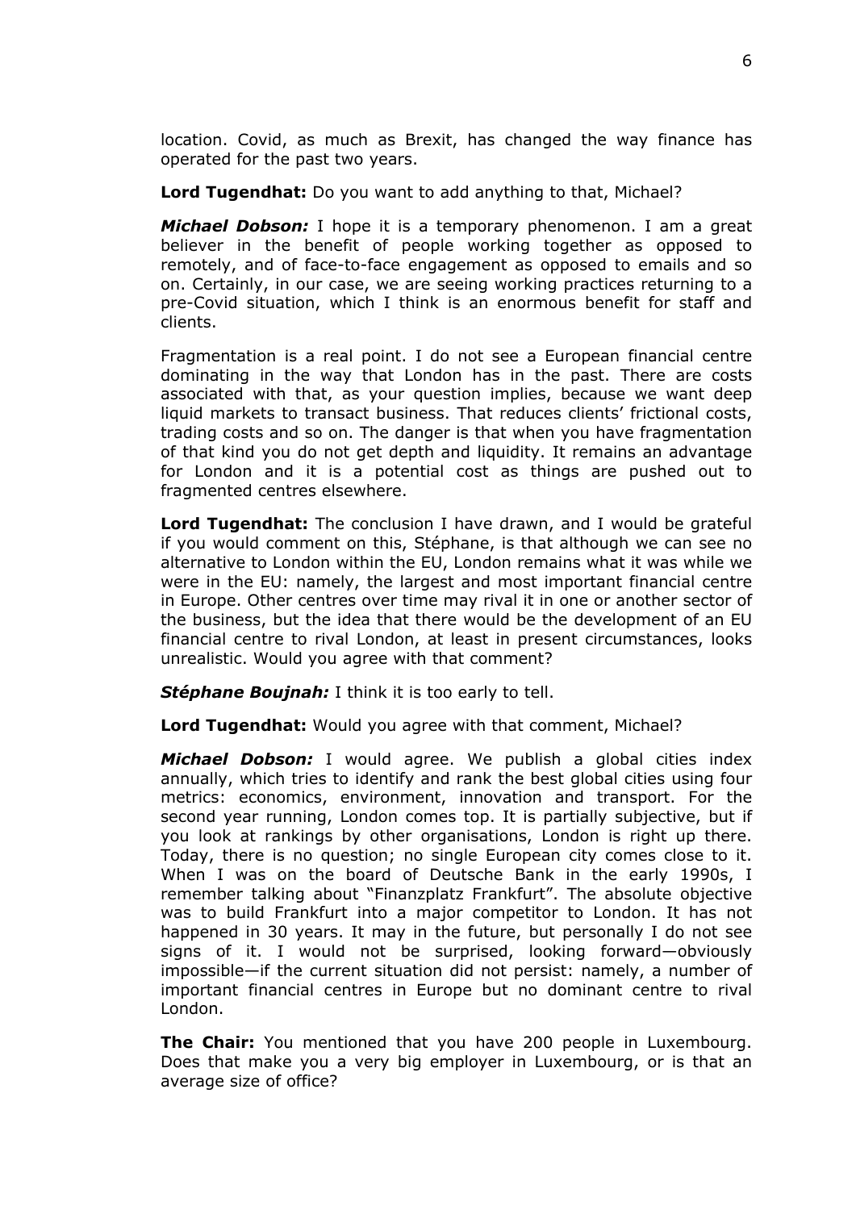location. Covid, as much as Brexit, has changed the way finance has operated for the past two years.

**Lord Tugendhat:** Do you want to add anything to that, Michael?

***Michael Dobson:*** I hope it is a temporary phenomenon. I am a great believer in the benefit of people working together as opposed to remotely, and of face-to-face engagement as opposed to emails and so on. Certainly, in our case, we are seeing working practices returning to a pre-Covid situation, which I think is an enormous benefit for staff and clients.

Fragmentation is a real point. I do not see a European financial centre dominating in the way that London has in the past. There are costs associated with that, as your question implies, because we want deep liquid markets to transact business. That reduces clients' frictional costs, trading costs and so on. The danger is that when you have fragmentation of that kind you do not get depth and liquidity. It remains an advantage for London and it is a potential cost as things are pushed out to fragmented centres elsewhere.

**Lord Tugendhat:** The conclusion I have drawn, and I would be grateful if you would comment on this, Stéphane, is that although we can see no alternative to London within the EU, London remains what it was while we were in the EU: namely, the largest and most important financial centre in Europe. Other centres over time may rival it in one or another sector of the business, but the idea that there would be the development of an EU financial centre to rival London, at least in present circumstances, looks unrealistic. Would you agree with that comment?

***Stéphane Boujnah:*** I think it is too early to tell.

**Lord Tugendhat:** Would you agree with that comment, Michael?

***Michael Dobson:*** I would agree. We publish a global cities index annually, which tries to identify and rank the best global cities using four metrics: economics, environment, innovation and transport. For the second year running, London comes top. It is partially subjective, but if you look at rankings by other organisations, London is right up there. Today, there is no question; no single European city comes close to it. When I was on the board of Deutsche Bank in the early 1990s, I remember talking about "Finanzplatz Frankfurt". The absolute objective was to build Frankfurt into a major competitor to London. It has not happened in 30 years. It may in the future, but personally I do not see signs of it. I would not be surprised, looking forward—obviously impossible—if the current situation did not persist: namely, a number of important financial centres in Europe but no dominant centre to rival London.

**The Chair:** You mentioned that you have 200 people in Luxembourg. Does that make you a very big employer in Luxembourg, or is that an average size of office?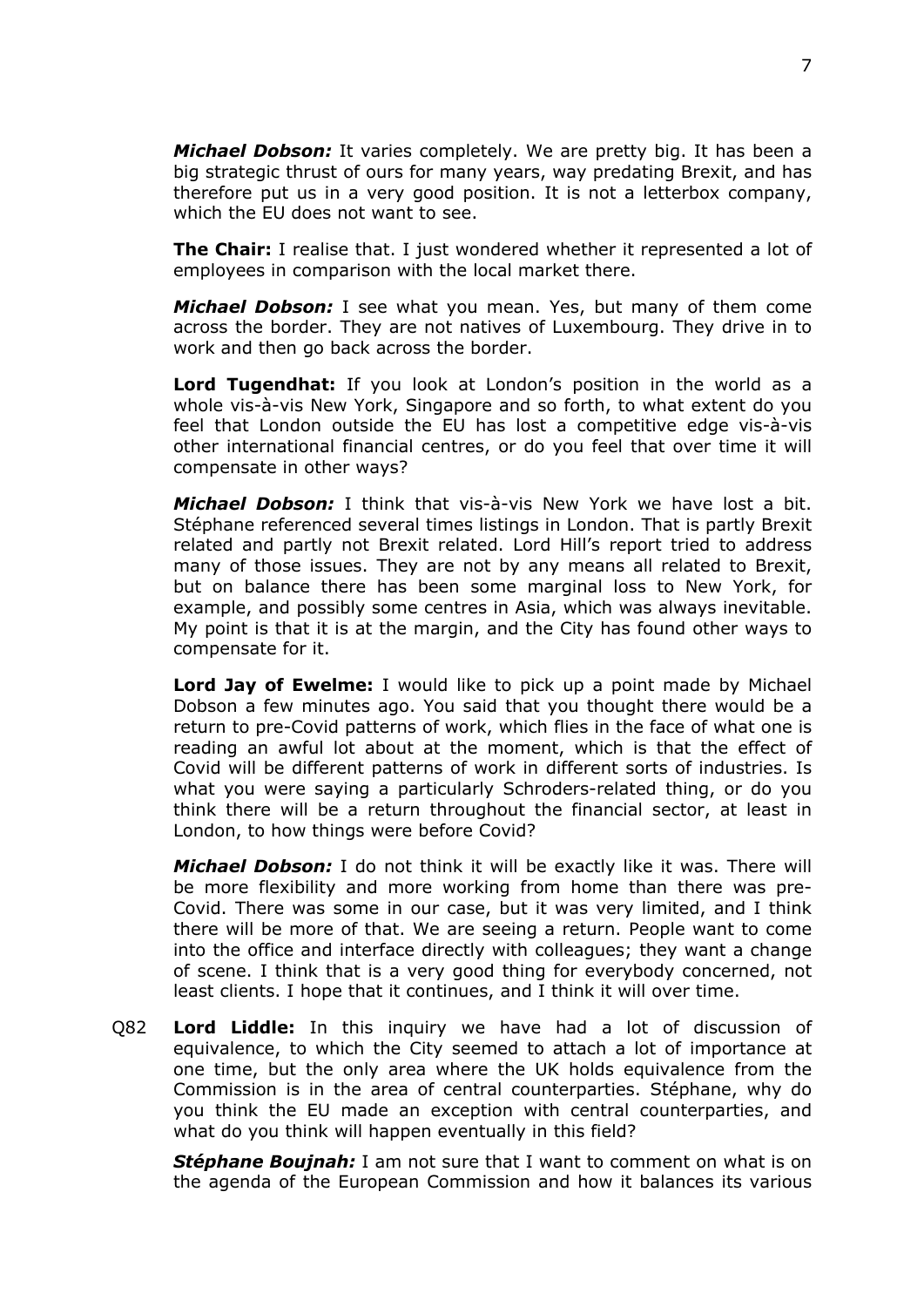***Michael Dobson:*** It varies completely. We are pretty big. It has been a big strategic thrust of ours for many years, way predating Brexit, and has therefore put us in a very good position. It is not a letterbox company, which the EU does not want to see.

**The Chair:** I realise that. I just wondered whether it represented a lot of employees in comparison with the local market there.

***Michael Dobson:*** I see what you mean. Yes, but many of them come across the border. They are not natives of Luxembourg. They drive in to work and then go back across the border.

**Lord Tugendhat:** If you look at London's position in the world as a whole vis-à-vis New York, Singapore and so forth, to what extent do you feel that London outside the EU has lost a competitive edge vis-à-vis other international financial centres, or do you feel that over time it will compensate in other ways?

***Michael Dobson:*** I think that vis-à-vis New York we have lost a bit. Stéphane referenced several times listings in London. That is partly Brexit related and partly not Brexit related. Lord Hill's report tried to address many of those issues. They are not by any means all related to Brexit, but on balance there has been some marginal loss to New York, for example, and possibly some centres in Asia, which was always inevitable. My point is that it is at the margin, and the City has found other ways to compensate for it.

**Lord Jay of Ewelme:** I would like to pick up a point made by Michael Dobson a few minutes ago. You said that you thought there would be a return to pre-Covid patterns of work, which flies in the face of what one is reading an awful lot about at the moment, which is that the effect of Covid will be different patterns of work in different sorts of industries. Is what you were saying a particularly Schroders-related thing, or do you think there will be a return throughout the financial sector, at least in London, to how things were before Covid?

***Michael Dobson:*** I do not think it will be exactly like it was. There will be more flexibility and more working from home than there was pre-Covid. There was some in our case, but it was very limited, and I think there will be more of that. We are seeing a return. People want to come into the office and interface directly with colleagues; they want a change of scene. I think that is a very good thing for everybody concerned, not least clients. I hope that it continues, and I think it will over time.

Q82 **Lord Liddle:** In this inquiry we have had a lot of discussion of equivalence, to which the City seemed to attach a lot of importance at one time, but the only area where the UK holds equivalence from the Commission is in the area of central counterparties. Stéphane, why do you think the EU made an exception with central counterparties, and what do you think will happen eventually in this field?

***Stéphane Boujnah:*** I am not sure that I want to comment on what is on the agenda of the European Commission and how it balances its various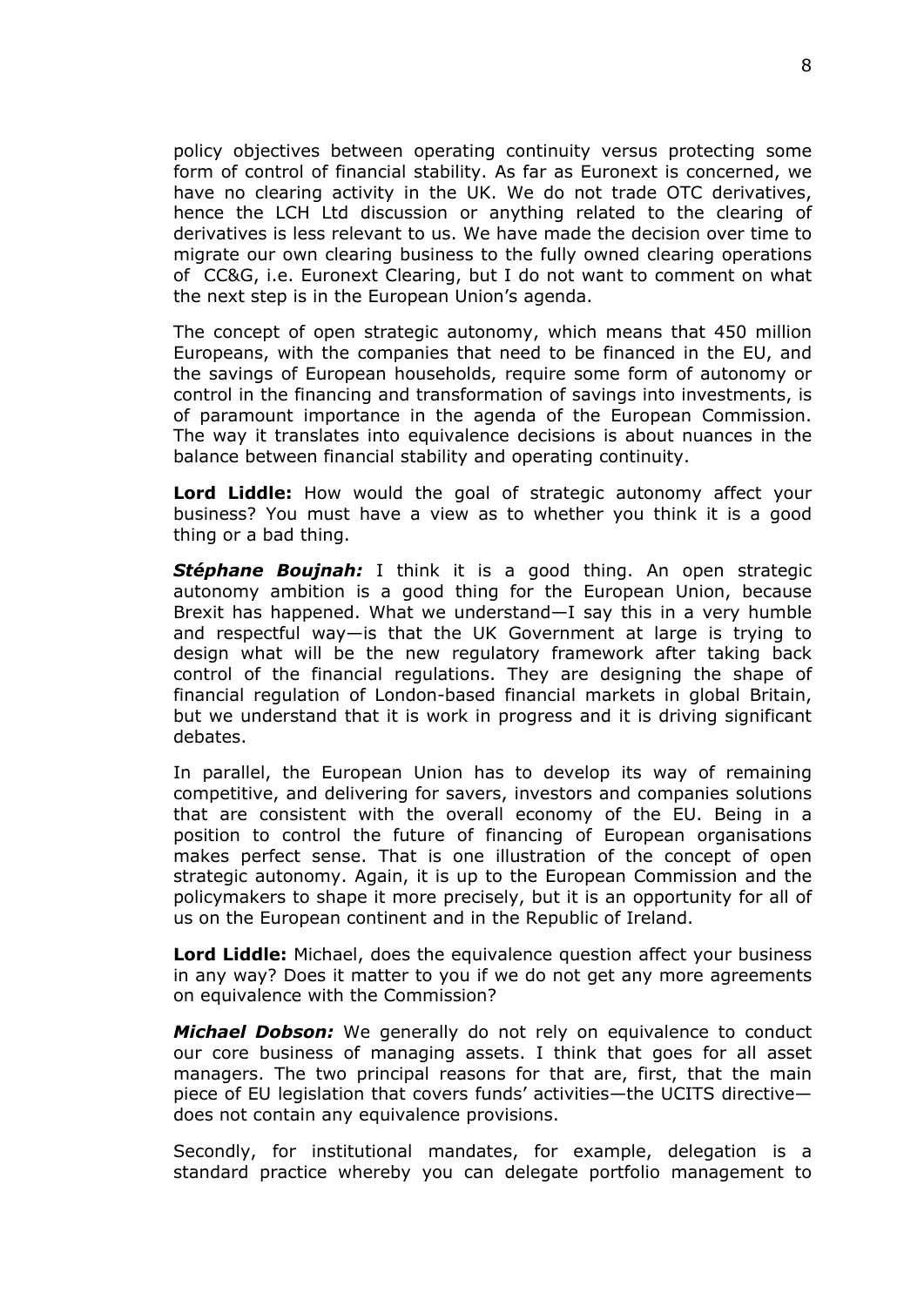policy objectives between operating continuity versus protecting some form of control of financial stability. As far as Euronext is concerned, we have no clearing activity in the UK. We do not trade OTC derivatives, hence the LCH Ltd discussion or anything related to the clearing of derivatives is less relevant to us. We have made the decision over time to migrate our own clearing business to the fully owned clearing operations of CC&G, i.e. Euronext Clearing, but I do not want to comment on what the next step is in the European Union's agenda.

The concept of open strategic autonomy, which means that 450 million Europeans, with the companies that need to be financed in the EU, and the savings of European households, require some form of autonomy or control in the financing and transformation of savings into investments, is of paramount importance in the agenda of the European Commission. The way it translates into equivalence decisions is about nuances in the balance between financial stability and operating continuity.

**Lord Liddle:** How would the goal of strategic autonomy affect your business? You must have a view as to whether you think it is a good thing or a bad thing.

***Stéphane Boujnah:*** I think it is a good thing. An open strategic autonomy ambition is a good thing for the European Union, because Brexit has happened. What we understand—I say this in a very humble and respectful way—is that the UK Government at large is trying to design what will be the new regulatory framework after taking back control of the financial regulations. They are designing the shape of financial regulation of London-based financial markets in global Britain, but we understand that it is work in progress and it is driving significant debates.

In parallel, the European Union has to develop its way of remaining competitive, and delivering for savers, investors and companies solutions that are consistent with the overall economy of the EU. Being in a position to control the future of financing of European organisations makes perfect sense. That is one illustration of the concept of open strategic autonomy. Again, it is up to the European Commission and the policymakers to shape it more precisely, but it is an opportunity for all of us on the European continent and in the Republic of Ireland.

**Lord Liddle:** Michael, does the equivalence question affect your business in any way? Does it matter to you if we do not get any more agreements on equivalence with the Commission?

***Michael Dobson:*** We generally do not rely on equivalence to conduct our core business of managing assets. I think that goes for all asset managers. The two principal reasons for that are, first, that the main piece of EU legislation that covers funds' activities—the UCITS directive—does not contain any equivalence provisions.

Secondly, for institutional mandates, for example, delegation is a standard practice whereby you can delegate portfolio management to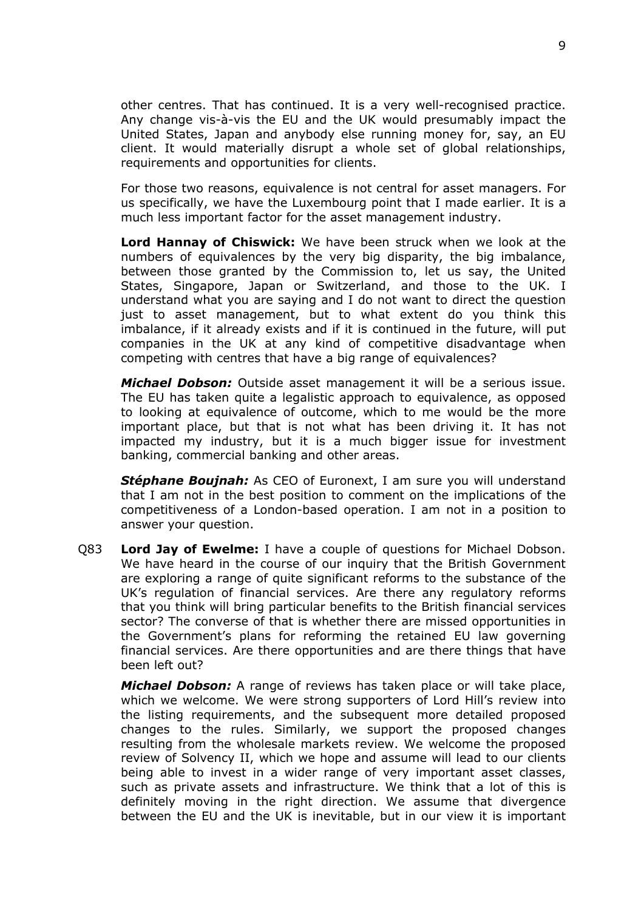other centres. That has continued. It is a very well-recognised practice. Any change vis-à-vis the EU and the UK would presumably impact the United States, Japan and anybody else running money for, say, an EU client. It would materially disrupt a whole set of global relationships, requirements and opportunities for clients.

For those two reasons, equivalence is not central for asset managers. For us specifically, we have the Luxembourg point that I made earlier. It is a much less important factor for the asset management industry.

**Lord Hannay of Chiswick:** We have been struck when we look at the numbers of equivalences by the very big disparity, the big imbalance, between those granted by the Commission to, let us say, the United States, Singapore, Japan or Switzerland, and those to the UK. I understand what you are saying and I do not want to direct the question just to asset management, but to what extent do you think this imbalance, if it already exists and if it is continued in the future, will put companies in the UK at any kind of competitive disadvantage when competing with centres that have a big range of equivalences?

***Michael Dobson:*** Outside asset management it will be a serious issue. The EU has taken quite a legalistic approach to equivalence, as opposed to looking at equivalence of outcome, which to me would be the more important place, but that is not what has been driving it. It has not impacted my industry, but it is a much bigger issue for investment banking, commercial banking and other areas.

***Stéphane Boujnah:*** As CEO of Euronext, I am sure you will understand that I am not in the best position to comment on the implications of the competitiveness of a London-based operation. I am not in a position to answer your question.

Q83 **Lord Jay of Ewelme:** I have a couple of questions for Michael Dobson. We have heard in the course of our inquiry that the British Government are exploring a range of quite significant reforms to the substance of the UK's regulation of financial services. Are there any regulatory reforms that you think will bring particular benefits to the British financial services sector? The converse of that is whether there are missed opportunities in the Government's plans for reforming the retained EU law governing financial services. Are there opportunities and are there things that have been left out?

***Michael Dobson:*** A range of reviews has taken place or will take place, which we welcome. We were strong supporters of Lord Hill's review into the listing requirements, and the subsequent more detailed proposed changes to the rules. Similarly, we support the proposed changes resulting from the wholesale markets review. We welcome the proposed review of Solvency II, which we hope and assume will lead to our clients being able to invest in a wider range of very important asset classes, such as private assets and infrastructure. We think that a lot of this is definitely moving in the right direction. We assume that divergence between the EU and the UK is inevitable, but in our view it is important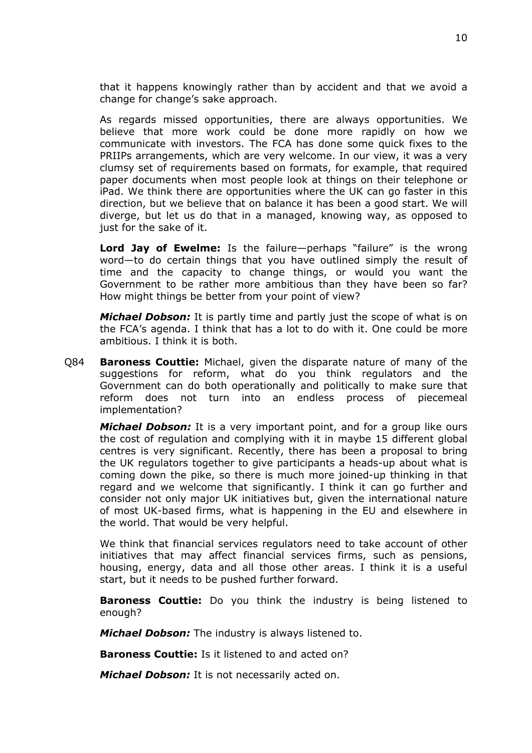that it happens knowingly rather than by accident and that we avoid a change for change's sake approach.

As regards missed opportunities, there are always opportunities. We believe that more work could be done more rapidly on how we communicate with investors. The FCA has done some quick fixes to the PRIIPs arrangements, which are very welcome. In our view, it was a very clumsy set of requirements based on formats, for example, that required paper documents when most people look at things on their telephone or iPad. We think there are opportunities where the UK can go faster in this direction, but we believe that on balance it has been a good start. We will diverge, but let us do that in a managed, knowing way, as opposed to just for the sake of it.

**Lord Jay of Ewelme:** Is the failure—perhaps "failure" is the wrong word—to do certain things that you have outlined simply the result of time and the capacity to change things, or would you want the Government to be rather more ambitious than they have been so far? How might things be better from your point of view?

***Michael Dobson:*** It is partly time and partly just the scope of what is on the FCA's agenda. I think that has a lot to do with it. One could be more ambitious. I think it is both.

Q84 **Baroness Couttie:** Michael, given the disparate nature of many of the suggestions for reform, what do you think regulators and the Government can do both operationally and politically to make sure that reform does not turn into an endless process of piecemeal implementation?

***Michael Dobson:*** It is a very important point, and for a group like ours the cost of regulation and complying with it in maybe 15 different global centres is very significant. Recently, there has been a proposal to bring the UK regulators together to give participants a heads-up about what is coming down the pike, so there is much more joined-up thinking in that regard and we welcome that significantly. I think it can go further and consider not only major UK initiatives but, given the international nature of most UK-based firms, what is happening in the EU and elsewhere in the world. That would be very helpful.

We think that financial services regulators need to take account of other initiatives that may affect financial services firms, such as pensions, housing, energy, data and all those other areas. I think it is a useful start, but it needs to be pushed further forward.

**Baroness Couttie:** Do you think the industry is being listened to enough?

***Michael Dobson:*** The industry is always listened to.

**Baroness Couttie:** Is it listened to and acted on?

***Michael Dobson:*** It is not necessarily acted on.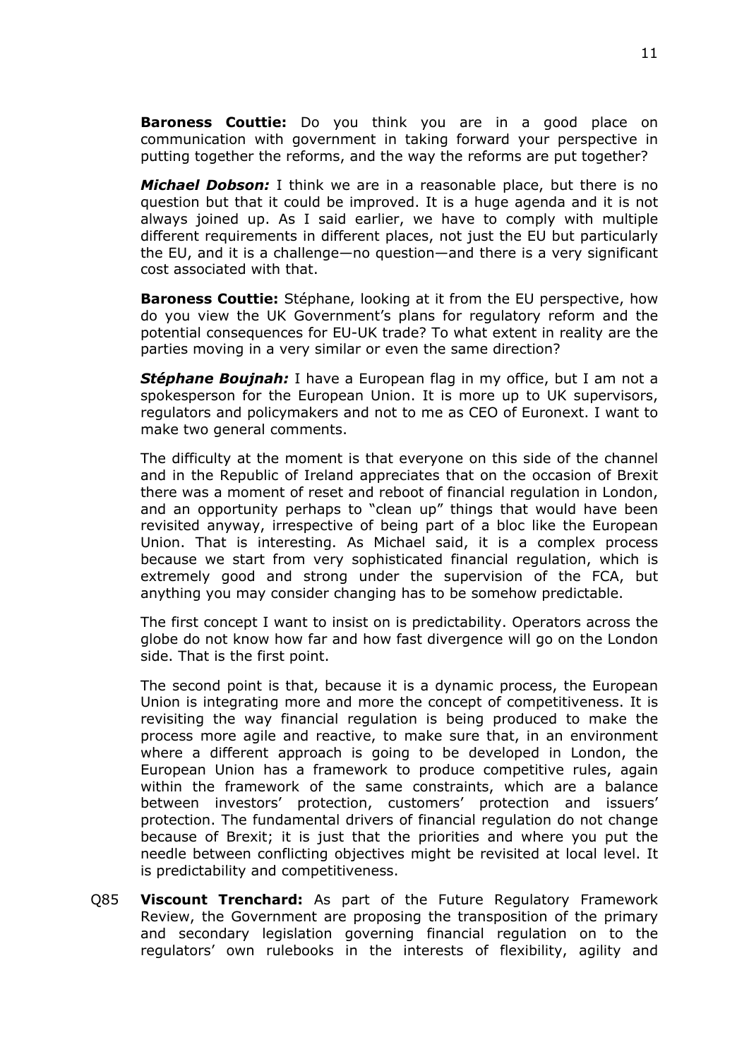**Baroness Couttie:** Do you think you are in a good place on communication with government in taking forward your perspective in putting together the reforms, and the way the reforms are put together?

***Michael Dobson:*** I think we are in a reasonable place, but there is no question but that it could be improved. It is a huge agenda and it is not always joined up. As I said earlier, we have to comply with multiple different requirements in different places, not just the EU but particularly the EU, and it is a challenge—no question—and there is a very significant cost associated with that.

**Baroness Couttie:** Stéphane, looking at it from the EU perspective, how do you view the UK Government's plans for regulatory reform and the potential consequences for EU-UK trade? To what extent in reality are the parties moving in a very similar or even the same direction?

***Stéphane Boujnah:*** I have a European flag in my office, but I am not a spokesperson for the European Union. It is more up to UK supervisors, regulators and policymakers and not to me as CEO of Euronext. I want to make two general comments.

The difficulty at the moment is that everyone on this side of the channel and in the Republic of Ireland appreciates that on the occasion of Brexit there was a moment of reset and reboot of financial regulation in London, and an opportunity perhaps to "clean up" things that would have been revisited anyway, irrespective of being part of a bloc like the European Union. That is interesting. As Michael said, it is a complex process because we start from very sophisticated financial regulation, which is extremely good and strong under the supervision of the FCA, but anything you may consider changing has to be somehow predictable.

The first concept I want to insist on is predictability. Operators across the globe do not know how far and how fast divergence will go on the London side. That is the first point.

The second point is that, because it is a dynamic process, the European Union is integrating more and more the concept of competitiveness. It is revisiting the way financial regulation is being produced to make the process more agile and reactive, to make sure that, in an environment where a different approach is going to be developed in London, the European Union has a framework to produce competitive rules, again within the framework of the same constraints, which are a balance between investors' protection, customers' protection and issuers' protection. The fundamental drivers of financial regulation do not change because of Brexit; it is just that the priorities and where you put the needle between conflicting objectives might be revisited at local level. It is predictability and competitiveness.

Q85 **Viscount Trenchard:** As part of the Future Regulatory Framework Review, the Government are proposing the transposition of the primary and secondary legislation governing financial regulation on to the regulators' own rulebooks in the interests of flexibility, agility and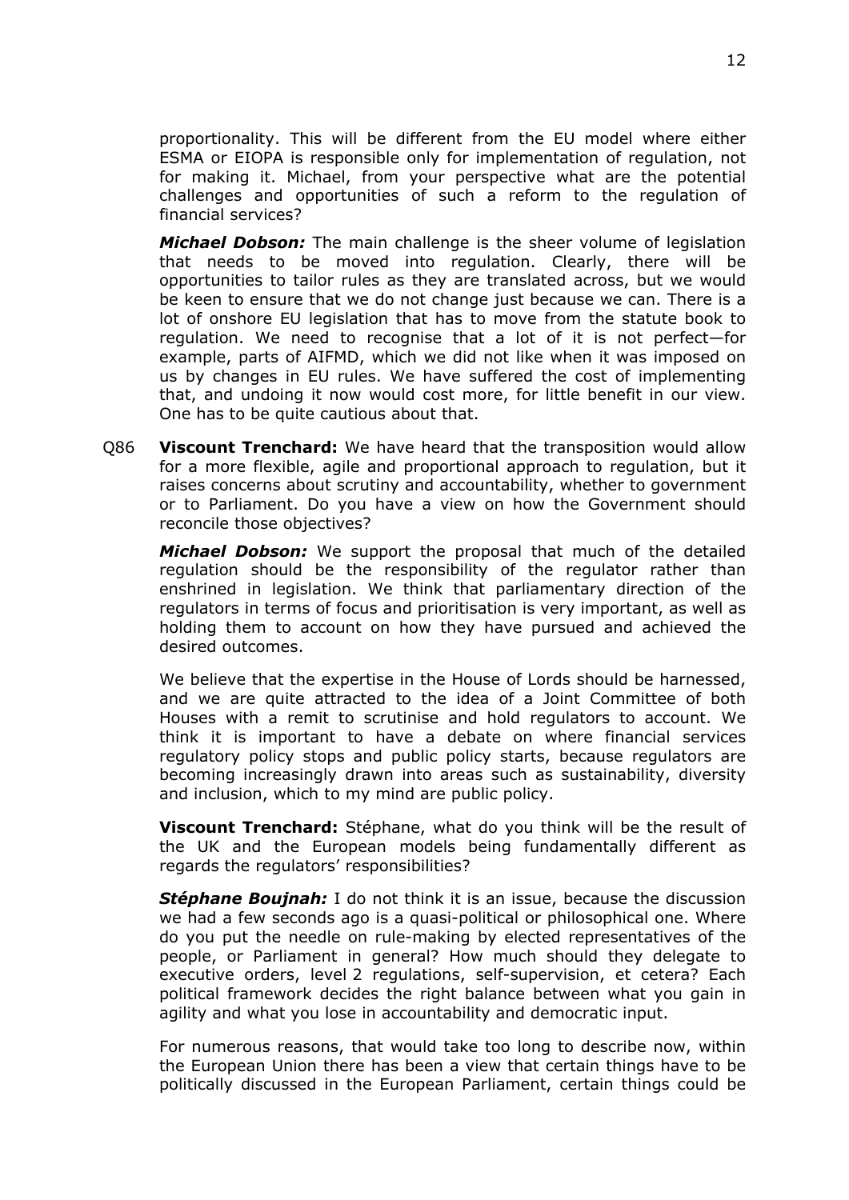proportionality. This will be different from the EU model where either ESMA or EIOPA is responsible only for implementation of regulation, not for making it. Michael, from your perspective what are the potential challenges and opportunities of such a reform to the regulation of financial services?

***Michael Dobson:*** The main challenge is the sheer volume of legislation that needs to be moved into regulation. Clearly, there will be opportunities to tailor rules as they are translated across, but we would be keen to ensure that we do not change just because we can. There is a lot of onshore EU legislation that has to move from the statute book to regulation. We need to recognise that a lot of it is not perfect—for example, parts of AIFMD, which we did not like when it was imposed on us by changes in EU rules. We have suffered the cost of implementing that, and undoing it now would cost more, for little benefit in our view. One has to be quite cautious about that.

Q86 **Viscount Trenchard:** We have heard that the transposition would allow for a more flexible, agile and proportional approach to regulation, but it raises concerns about scrutiny and accountability, whether to government or to Parliament. Do you have a view on how the Government should reconcile those objectives?

***Michael Dobson:*** We support the proposal that much of the detailed regulation should be the responsibility of the regulator rather than enshrined in legislation. We think that parliamentary direction of the regulators in terms of focus and prioritisation is very important, as well as holding them to account on how they have pursued and achieved the desired outcomes.

We believe that the expertise in the House of Lords should be harnessed, and we are quite attracted to the idea of a Joint Committee of both Houses with a remit to scrutinise and hold regulators to account. We think it is important to have a debate on where financial services regulatory policy stops and public policy starts, because regulators are becoming increasingly drawn into areas such as sustainability, diversity and inclusion, which to my mind are public policy.

**Viscount Trenchard:** Stéphane, what do you think will be the result of the UK and the European models being fundamentally different as regards the regulators' responsibilities?

***Stéphane Boujnah:*** I do not think it is an issue, because the discussion we had a few seconds ago is a quasi-political or philosophical one. Where do you put the needle on rule-making by elected representatives of the people, or Parliament in general? How much should they delegate to executive orders, level 2 regulations, self-supervision, et cetera? Each political framework decides the right balance between what you gain in agility and what you lose in accountability and democratic input.

For numerous reasons, that would take too long to describe now, within the European Union there has been a view that certain things have to be politically discussed in the European Parliament, certain things could be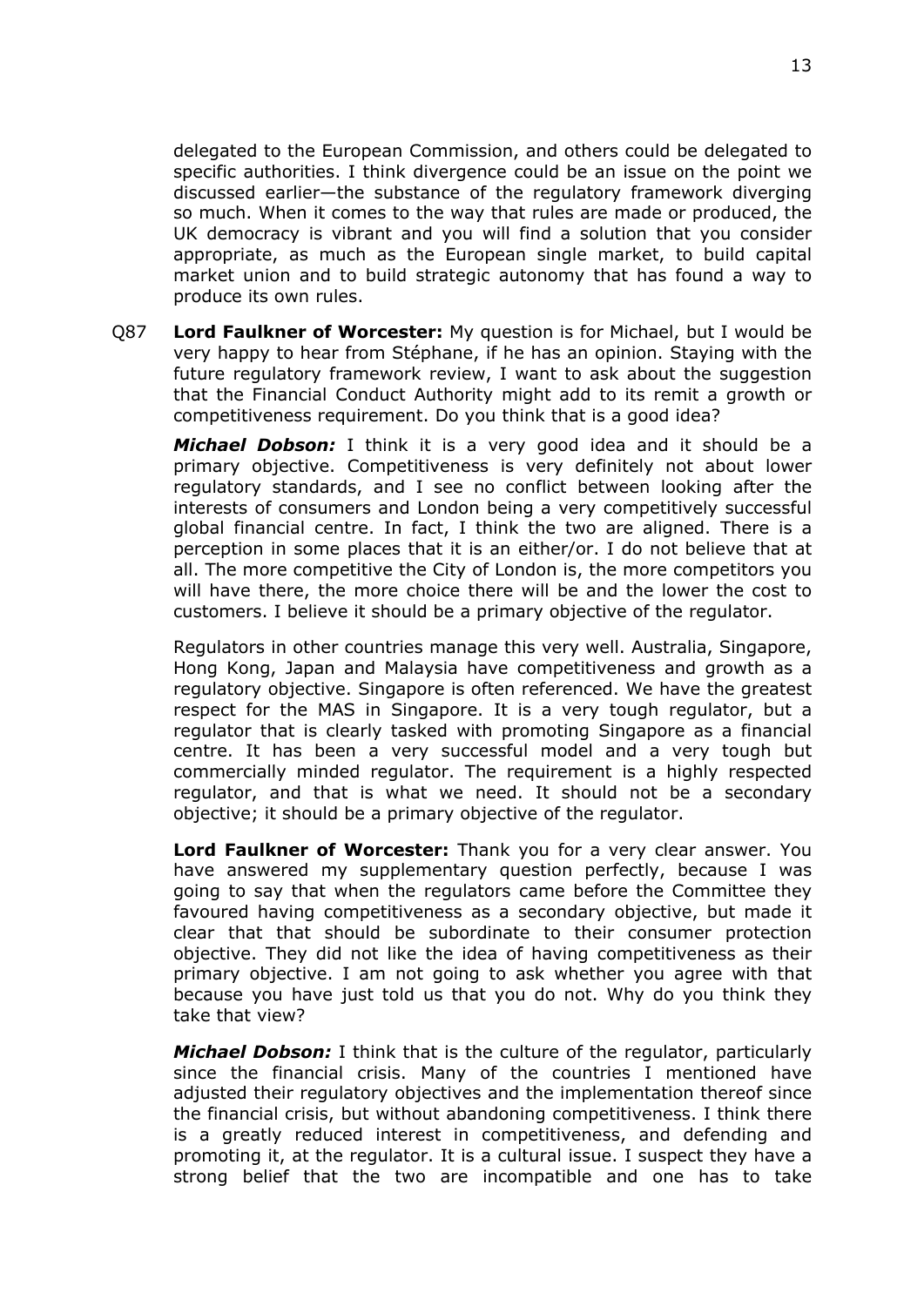delegated to the European Commission, and others could be delegated to specific authorities. I think divergence could be an issue on the point we discussed earlier—the substance of the regulatory framework diverging so much. When it comes to the way that rules are made or produced, the UK democracy is vibrant and you will find a solution that you consider appropriate, as much as the European single market, to build capital market union and to build strategic autonomy that has found a way to produce its own rules.

Q87 **Lord Faulkner of Worcester:** My question is for Michael, but I would be very happy to hear from Stéphane, if he has an opinion. Staying with the future regulatory framework review, I want to ask about the suggestion that the Financial Conduct Authority might add to its remit a growth or competitiveness requirement. Do you think that is a good idea?

***Michael Dobson:*** I think it is a very good idea and it should be a primary objective. Competitiveness is very definitely not about lower regulatory standards, and I see no conflict between looking after the interests of consumers and London being a very competitively successful global financial centre. In fact, I think the two are aligned. There is a perception in some places that it is an either/or. I do not believe that at all. The more competitive the City of London is, the more competitors you will have there, the more choice there will be and the lower the cost to customers. I believe it should be a primary objective of the regulator.

Regulators in other countries manage this very well. Australia, Singapore, Hong Kong, Japan and Malaysia have competitiveness and growth as a regulatory objective. Singapore is often referenced. We have the greatest respect for the MAS in Singapore. It is a very tough regulator, but a regulator that is clearly tasked with promoting Singapore as a financial centre. It has been a very successful model and a very tough but commercially minded regulator. The requirement is a highly respected regulator, and that is what we need. It should not be a secondary objective; it should be a primary objective of the regulator.

**Lord Faulkner of Worcester:** Thank you for a very clear answer. You have answered my supplementary question perfectly, because I was going to say that when the regulators came before the Committee they favoured having competitiveness as a secondary objective, but made it clear that that should be subordinate to their consumer protection objective. They did not like the idea of having competitiveness as their primary objective. I am not going to ask whether you agree with that because you have just told us that you do not. Why do you think they take that view?

***Michael Dobson:*** I think that is the culture of the regulator, particularly since the financial crisis. Many of the countries I mentioned have adjusted their regulatory objectives and the implementation thereof since the financial crisis, but without abandoning competitiveness. I think there is a greatly reduced interest in competitiveness, and defending and promoting it, at the regulator. It is a cultural issue. I suspect they have a strong belief that the two are incompatible and one has to take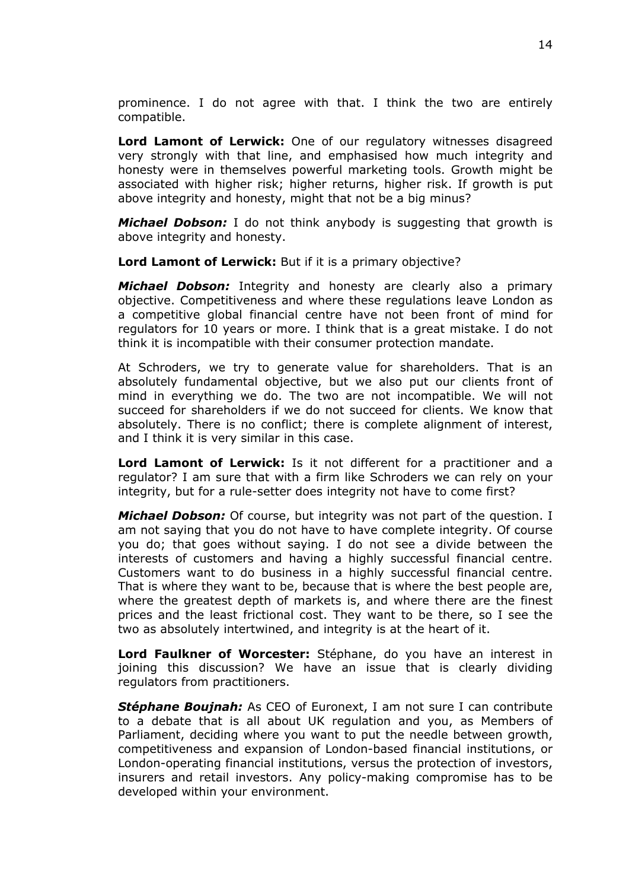prominence. I do not agree with that. I think the two are entirely compatible.

**Lord Lamont of Lerwick:** One of our regulatory witnesses disagreed very strongly with that line, and emphasised how much integrity and honesty were in themselves powerful marketing tools. Growth might be associated with higher risk; higher returns, higher risk. If growth is put above integrity and honesty, might that not be a big minus?

***Michael Dobson:*** I do not think anybody is suggesting that growth is above integrity and honesty.

**Lord Lamont of Lerwick:** But if it is a primary objective?

***Michael Dobson:*** Integrity and honesty are clearly also a primary objective. Competitiveness and where these regulations leave London as a competitive global financial centre have not been front of mind for regulators for 10 years or more. I think that is a great mistake. I do not think it is incompatible with their consumer protection mandate.

At Schroders, we try to generate value for shareholders. That is an absolutely fundamental objective, but we also put our clients front of mind in everything we do. The two are not incompatible. We will not succeed for shareholders if we do not succeed for clients. We know that absolutely. There is no conflict; there is complete alignment of interest, and I think it is very similar in this case.

**Lord Lamont of Lerwick:** Is it not different for a practitioner and a regulator? I am sure that with a firm like Schroders we can rely on your integrity, but for a rule-setter does integrity not have to come first?

***Michael Dobson:*** Of course, but integrity was not part of the question. I am not saying that you do not have to have complete integrity. Of course you do; that goes without saying. I do not see a divide between the interests of customers and having a highly successful financial centre. Customers want to do business in a highly successful financial centre. That is where they want to be, because that is where the best people are, where the greatest depth of markets is, and where there are the finest prices and the least frictional cost. They want to be there, so I see the two as absolutely intertwined, and integrity is at the heart of it.

**Lord Faulkner of Worcester:** Stéphane, do you have an interest in joining this discussion? We have an issue that is clearly dividing regulators from practitioners.

***Stéphane Boujnah:*** As CEO of Euronext, I am not sure I can contribute to a debate that is all about UK regulation and you, as Members of Parliament, deciding where you want to put the needle between growth, competitiveness and expansion of London-based financial institutions, or London-operating financial institutions, versus the protection of investors, insurers and retail investors. Any policy-making compromise has to be developed within your environment.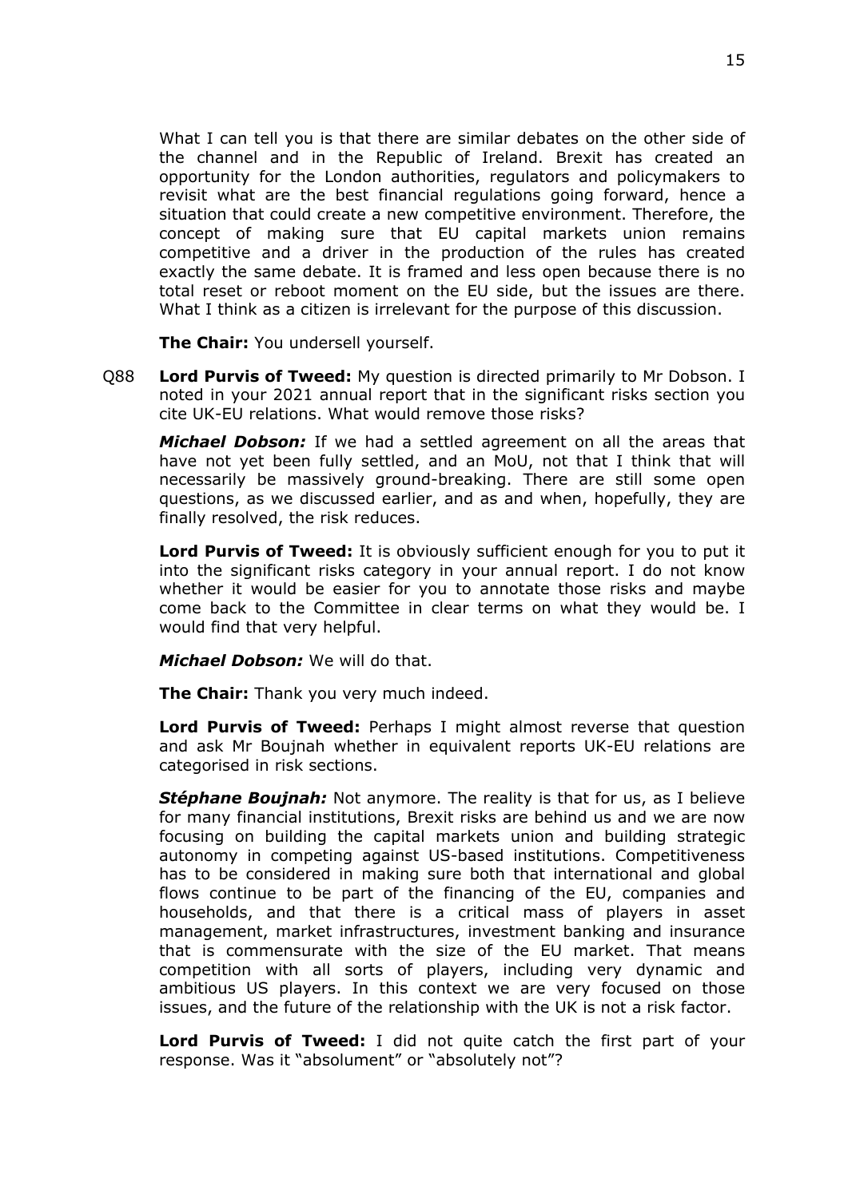What I can tell you is that there are similar debates on the other side of the channel and in the Republic of Ireland. Brexit has created an opportunity for the London authorities, regulators and policymakers to revisit what are the best financial regulations going forward, hence a situation that could create a new competitive environment. Therefore, the concept of making sure that EU capital markets union remains competitive and a driver in the production of the rules has created exactly the same debate. It is framed and less open because there is no total reset or reboot moment on the EU side, but the issues are there. What I think as a citizen is irrelevant for the purpose of this discussion.

**The Chair:** You undersell yourself.

Q88 **Lord Purvis of Tweed:** My question is directed primarily to Mr Dobson. I noted in your 2021 annual report that in the significant risks section you cite UK-EU relations. What would remove those risks?

***Michael Dobson:*** If we had a settled agreement on all the areas that have not yet been fully settled, and an MoU, not that I think that will necessarily be massively ground-breaking. There are still some open questions, as we discussed earlier, and as and when, hopefully, they are finally resolved, the risk reduces.

**Lord Purvis of Tweed:** It is obviously sufficient enough for you to put it into the significant risks category in your annual report. I do not know whether it would be easier for you to annotate those risks and maybe come back to the Committee in clear terms on what they would be. I would find that very helpful.

***Michael Dobson:*** We will do that.

**The Chair:** Thank you very much indeed.

**Lord Purvis of Tweed:** Perhaps I might almost reverse that question and ask Mr Boujnah whether in equivalent reports UK-EU relations are categorised in risk sections.

***Stéphane Boujnah:*** Not anymore. The reality is that for us, as I believe for many financial institutions, Brexit risks are behind us and we are now focusing on building the capital markets union and building strategic autonomy in competing against US-based institutions. Competitiveness has to be considered in making sure both that international and global flows continue to be part of the financing of the EU, companies and households, and that there is a critical mass of players in asset management, market infrastructures, investment banking and insurance that is commensurate with the size of the EU market. That means competition with all sorts of players, including very dynamic and ambitious US players. In this context we are very focused on those issues, and the future of the relationship with the UK is not a risk factor.

**Lord Purvis of Tweed:** I did not quite catch the first part of your response. Was it "absolument" or "absolutely not"?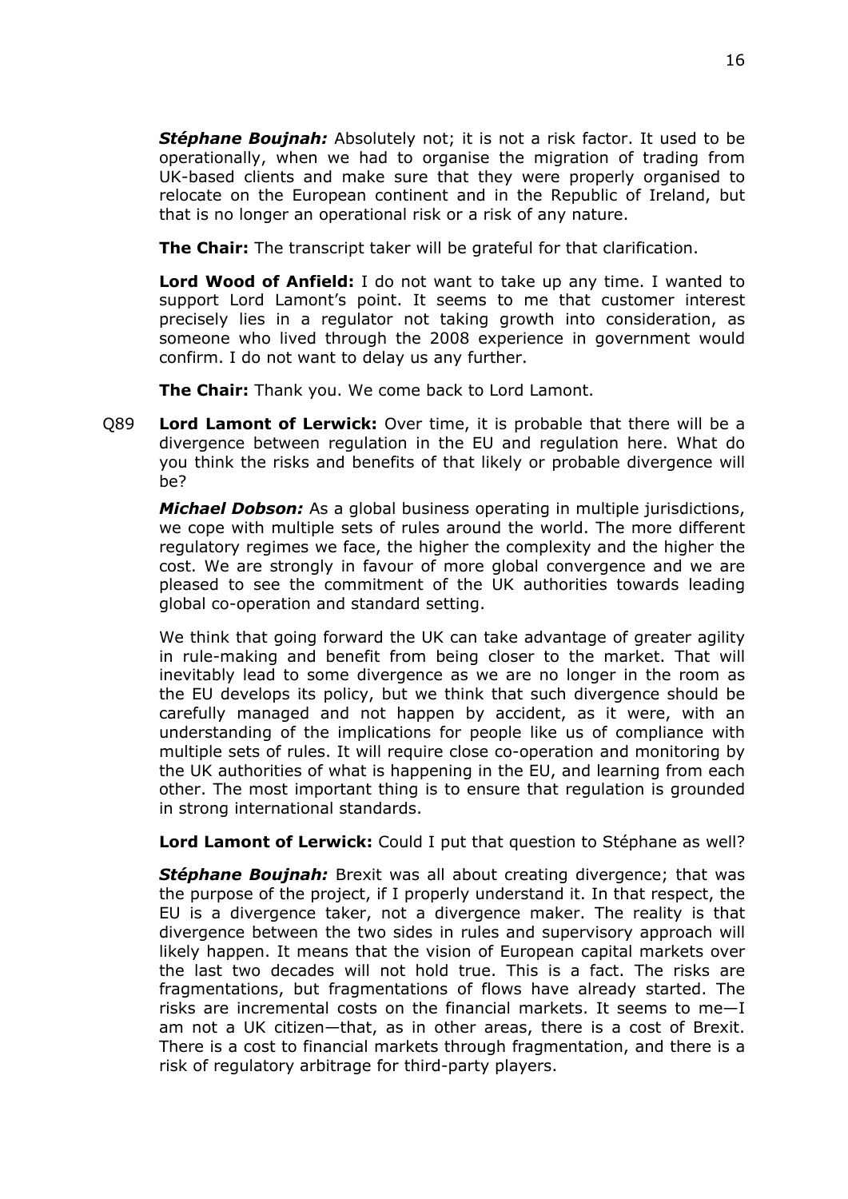***Stéphane Boujnah:*** Absolutely not; it is not a risk factor. It used to be operationally, when we had to organise the migration of trading from UK-based clients and make sure that they were properly organised to relocate on the European continent and in the Republic of Ireland, but that is no longer an operational risk or a risk of any nature.

**The Chair:** The transcript taker will be grateful for that clarification.

**Lord Wood of Anfield:** I do not want to take up any time. I wanted to support Lord Lamont's point. It seems to me that customer interest precisely lies in a regulator not taking growth into consideration, as someone who lived through the 2008 experience in government would confirm. I do not want to delay us any further.

**The Chair:** Thank you. We come back to Lord Lamont.

Q89 **Lord Lamont of Lerwick:** Over time, it is probable that there will be a divergence between regulation in the EU and regulation here. What do you think the risks and benefits of that likely or probable divergence will be?

***Michael Dobson:*** As a global business operating in multiple jurisdictions, we cope with multiple sets of rules around the world. The more different regulatory regimes we face, the higher the complexity and the higher the cost. We are strongly in favour of more global convergence and we are pleased to see the commitment of the UK authorities towards leading global co-operation and standard setting.

We think that going forward the UK can take advantage of greater agility in rule-making and benefit from being closer to the market. That will inevitably lead to some divergence as we are no longer in the room as the EU develops its policy, but we think that such divergence should be carefully managed and not happen by accident, as it were, with an understanding of the implications for people like us of compliance with multiple sets of rules. It will require close co-operation and monitoring by the UK authorities of what is happening in the EU, and learning from each other. The most important thing is to ensure that regulation is grounded in strong international standards.

**Lord Lamont of Lerwick:** Could I put that question to Stéphane as well?

***Stéphane Boujnah:*** Brexit was all about creating divergence; that was the purpose of the project, if I properly understand it. In that respect, the EU is a divergence taker, not a divergence maker. The reality is that divergence between the two sides in rules and supervisory approach will likely happen. It means that the vision of European capital markets over the last two decades will not hold true. This is a fact. The risks are fragmentations, but fragmentations of flows have already started. The risks are incremental costs on the financial markets. It seems to me—I am not a UK citizen—that, as in other areas, there is a cost of Brexit. There is a cost to financial markets through fragmentation, and there is a risk of regulatory arbitrage for third-party players.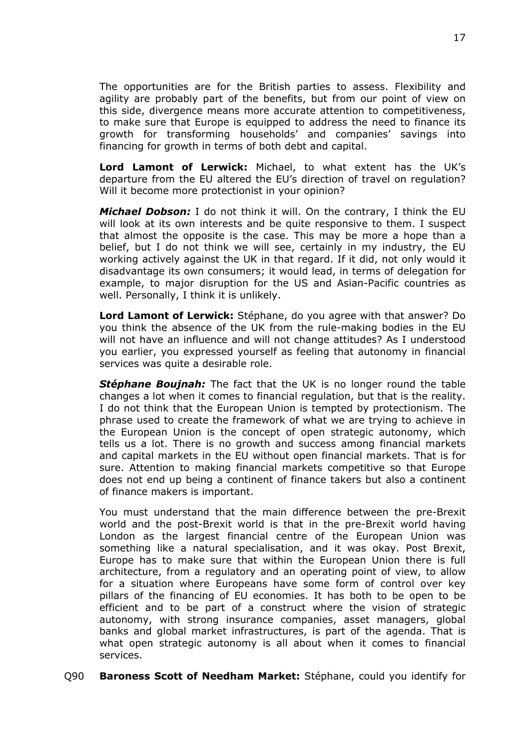The opportunities are for the British parties to assess. Flexibility and agility are probably part of the benefits, but from our point of view on this side, divergence means more accurate attention to competitiveness, to make sure that Europe is equipped to address the need to finance its growth for transforming households' and companies' savings into financing for growth in terms of both debt and capital.

**Lord Lamont of Lerwick:** Michael, to what extent has the UK's departure from the EU altered the EU's direction of travel on regulation? Will it become more protectionist in your opinion?

***Michael Dobson:*** I do not think it will. On the contrary, I think the EU will look at its own interests and be quite responsive to them. I suspect that almost the opposite is the case. This may be more a hope than a belief, but I do not think we will see, certainly in my industry, the EU working actively against the UK in that regard. If it did, not only would it disadvantage its own consumers; it would lead, in terms of delegation for example, to major disruption for the US and Asian-Pacific countries as well. Personally, I think it is unlikely.

**Lord Lamont of Lerwick:** Stéphane, do you agree with that answer? Do you think the absence of the UK from the rule-making bodies in the EU will not have an influence and will not change attitudes? As I understood you earlier, you expressed yourself as feeling that autonomy in financial services was quite a desirable role.

***Stéphane Boujnah:*** The fact that the UK is no longer round the table changes a lot when it comes to financial regulation, but that is the reality. I do not think that the European Union is tempted by protectionism. The phrase used to create the framework of what we are trying to achieve in the European Union is the concept of open strategic autonomy, which tells us a lot. There is no growth and success among financial markets and capital markets in the EU without open financial markets. That is for sure. Attention to making financial markets competitive so that Europe does not end up being a continent of finance takers but also a continent of finance makers is important.

You must understand that the main difference between the pre-Brexit world and the post-Brexit world is that in the pre-Brexit world having London as the largest financial centre of the European Union was something like a natural specialisation, and it was okay. Post Brexit, Europe has to make sure that within the European Union there is full architecture, from a regulatory and an operating point of view, to allow for a situation where Europeans have some form of control over key pillars of the financing of EU economies. It has both to be open to be efficient and to be part of a construct where the vision of strategic autonomy, with strong insurance companies, asset managers, global banks and global market infrastructures, is part of the agenda. That is what open strategic autonomy is all about when it comes to financial services.

Q90 **Baroness Scott of Needham Market:** Stéphane, could you identify for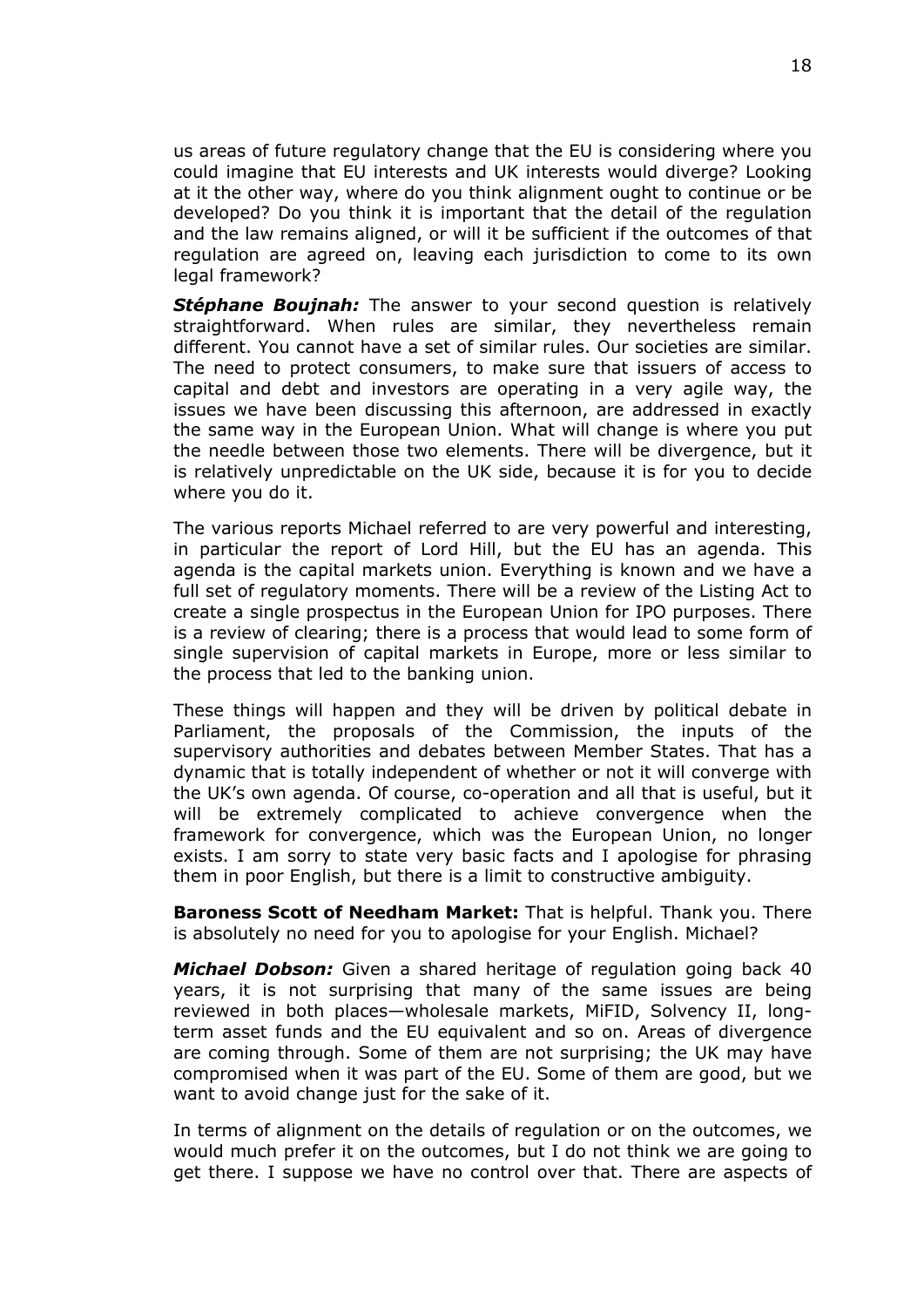us areas of future regulatory change that the EU is considering where you could imagine that EU interests and UK interests would diverge? Looking at it the other way, where do you think alignment ought to continue or be developed? Do you think it is important that the detail of the regulation and the law remains aligned, or will it be sufficient if the outcomes of that regulation are agreed on, leaving each jurisdiction to come to its own legal framework?

***Stéphane Boujnah:*** The answer to your second question is relatively straightforward. When rules are similar, they nevertheless remain different. You cannot have a set of similar rules. Our societies are similar. The need to protect consumers, to make sure that issuers of access to capital and debt and investors are operating in a very agile way, the issues we have been discussing this afternoon, are addressed in exactly the same way in the European Union. What will change is where you put the needle between those two elements. There will be divergence, but it is relatively unpredictable on the UK side, because it is for you to decide where you do it.

The various reports Michael referred to are very powerful and interesting, in particular the report of Lord Hill, but the EU has an agenda. This agenda is the capital markets union. Everything is known and we have a full set of regulatory moments. There will be a review of the Listing Act to create a single prospectus in the European Union for IPO purposes. There is a review of clearing; there is a process that would lead to some form of single supervision of capital markets in Europe, more or less similar to the process that led to the banking union.

These things will happen and they will be driven by political debate in Parliament, the proposals of the Commission, the inputs of the supervisory authorities and debates between Member States. That has a dynamic that is totally independent of whether or not it will converge with the UK's own agenda. Of course, co-operation and all that is useful, but it will be extremely complicated to achieve convergence when the framework for convergence, which was the European Union, no longer exists. I am sorry to state very basic facts and I apologise for phrasing them in poor English, but there is a limit to constructive ambiguity.

**Baroness Scott of Needham Market:** That is helpful. Thank you. There is absolutely no need for you to apologise for your English. Michael?

***Michael Dobson:*** Given a shared heritage of regulation going back 40 years, it is not surprising that many of the same issues are being reviewed in both places—wholesale markets, MiFID, Solvency II, long-term asset funds and the EU equivalent and so on. Areas of divergence are coming through. Some of them are not surprising; the UK may have compromised when it was part of the EU. Some of them are good, but we want to avoid change just for the sake of it.

In terms of alignment on the details of regulation or on the outcomes, we would much prefer it on the outcomes, but I do not think we are going to get there. I suppose we have no control over that. There are aspects of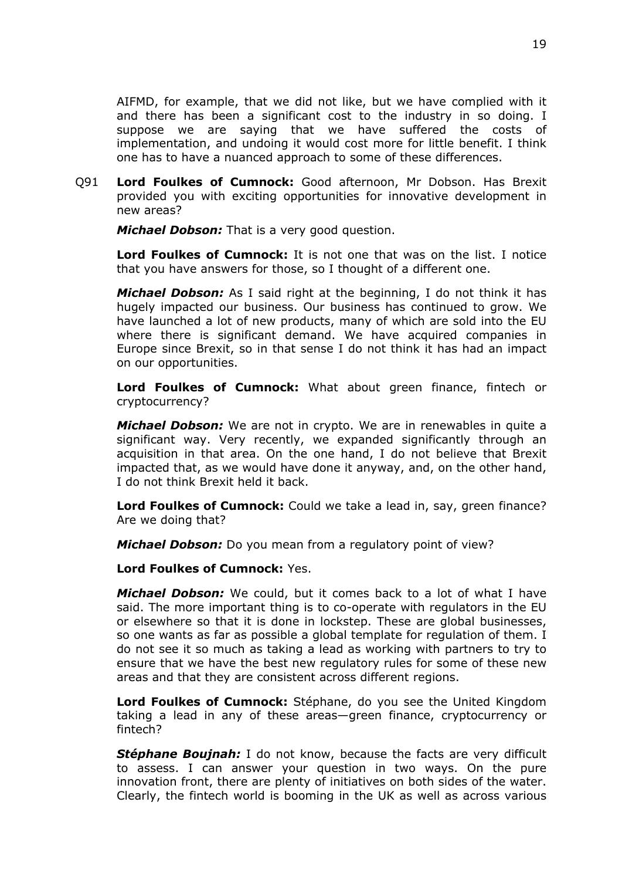AIFMD, for example, that we did not like, but we have complied with it and there has been a significant cost to the industry in so doing. I suppose we are saying that we have suffered the costs of implementation, and undoing it would cost more for little benefit. I think one has to have a nuanced approach to some of these differences.

Q91 **Lord Foulkes of Cumnock:** Good afternoon, Mr Dobson. Has Brexit provided you with exciting opportunities for innovative development in new areas?

***Michael Dobson:*** That is a very good question.

**Lord Foulkes of Cumnock:** It is not one that was on the list. I notice that you have answers for those, so I thought of a different one.

***Michael Dobson:*** As I said right at the beginning, I do not think it has hugely impacted our business. Our business has continued to grow. We have launched a lot of new products, many of which are sold into the EU where there is significant demand. We have acquired companies in Europe since Brexit, so in that sense I do not think it has had an impact on our opportunities.

**Lord Foulkes of Cumnock:** What about green finance, fintech or cryptocurrency?

***Michael Dobson:*** We are not in crypto. We are in renewables in quite a significant way. Very recently, we expanded significantly through an acquisition in that area. On the one hand, I do not believe that Brexit impacted that, as we would have done it anyway, and, on the other hand, I do not think Brexit held it back.

**Lord Foulkes of Cumnock:** Could we take a lead in, say, green finance? Are we doing that?

***Michael Dobson:*** Do you mean from a regulatory point of view?

**Lord Foulkes of Cumnock:** Yes.

***Michael Dobson:*** We could, but it comes back to a lot of what I have said. The more important thing is to co-operate with regulators in the EU or elsewhere so that it is done in lockstep. These are global businesses, so one wants as far as possible a global template for regulation of them. I do not see it so much as taking a lead as working with partners to try to ensure that we have the best new regulatory rules for some of these new areas and that they are consistent across different regions.

**Lord Foulkes of Cumnock:** Stéphane, do you see the United Kingdom taking a lead in any of these areas—green finance, cryptocurrency or fintech?

***Stéphane Boujnah:*** I do not know, because the facts are very difficult to assess. I can answer your question in two ways. On the pure innovation front, there are plenty of initiatives on both sides of the water. Clearly, the fintech world is booming in the UK as well as across various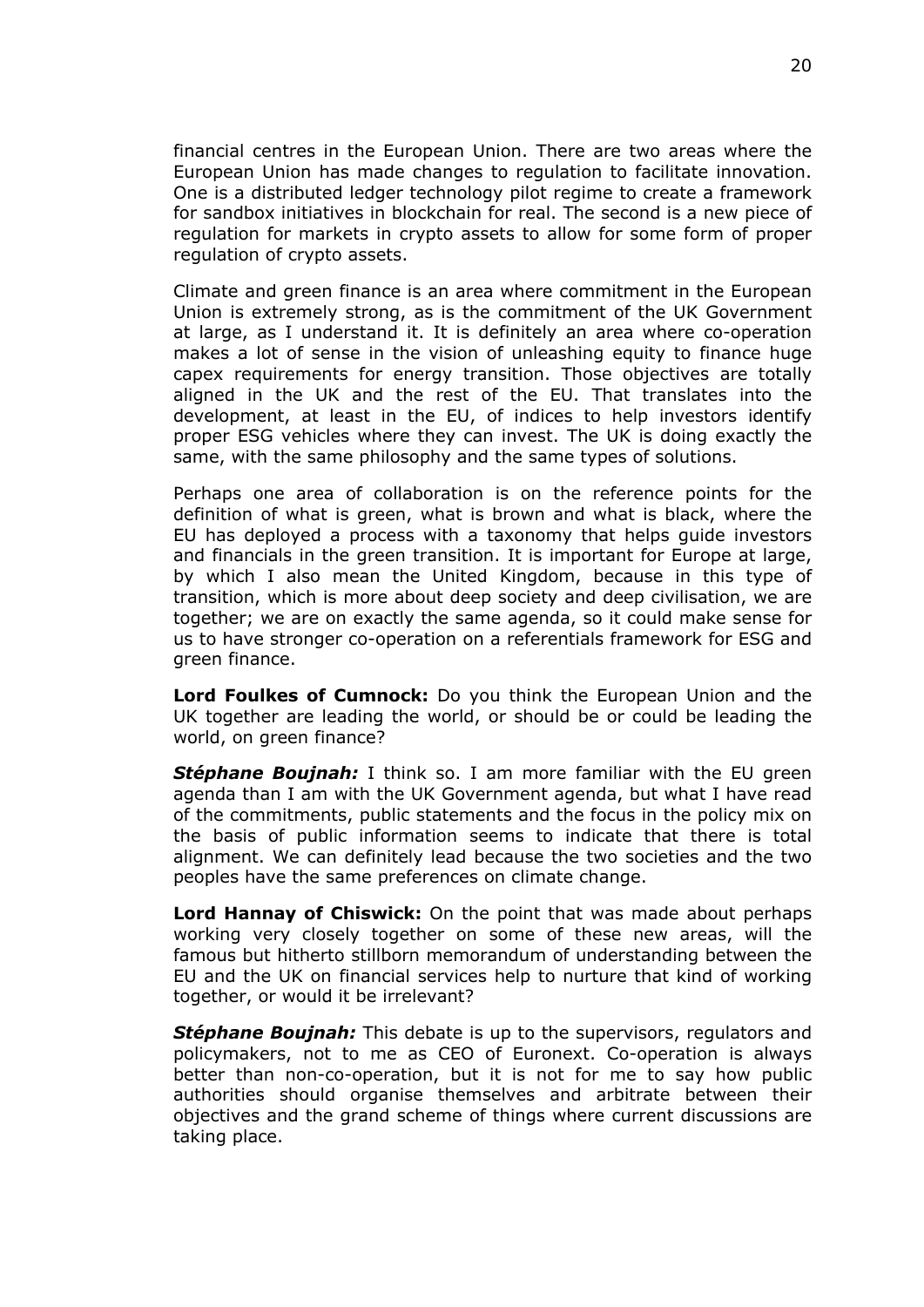financial centres in the European Union. There are two areas where the European Union has made changes to regulation to facilitate innovation. One is a distributed ledger technology pilot regime to create a framework for sandbox initiatives in blockchain for real. The second is a new piece of regulation for markets in crypto assets to allow for some form of proper regulation of crypto assets.

Climate and green finance is an area where commitment in the European Union is extremely strong, as is the commitment of the UK Government at large, as I understand it. It is definitely an area where co-operation makes a lot of sense in the vision of unleashing equity to finance huge capex requirements for energy transition. Those objectives are totally aligned in the UK and the rest of the EU. That translates into the development, at least in the EU, of indices to help investors identify proper ESG vehicles where they can invest. The UK is doing exactly the same, with the same philosophy and the same types of solutions.

Perhaps one area of collaboration is on the reference points for the definition of what is green, what is brown and what is black, where the EU has deployed a process with a taxonomy that helps guide investors and financials in the green transition. It is important for Europe at large, by which I also mean the United Kingdom, because in this type of transition, which is more about deep society and deep civilisation, we are together; we are on exactly the same agenda, so it could make sense for us to have stronger co-operation on a referentials framework for ESG and green finance.

**Lord Foulkes of Cumnock:** Do you think the European Union and the UK together are leading the world, or should be or could be leading the world, on green finance?

***Stéphane Boujnah:*** I think so. I am more familiar with the EU green agenda than I am with the UK Government agenda, but what I have read of the commitments, public statements and the focus in the policy mix on the basis of public information seems to indicate that there is total alignment. We can definitely lead because the two societies and the two peoples have the same preferences on climate change.

**Lord Hannay of Chiswick:** On the point that was made about perhaps working very closely together on some of these new areas, will the famous but hitherto stillborn memorandum of understanding between the EU and the UK on financial services help to nurture that kind of working together, or would it be irrelevant?

***Stéphane Boujnah:*** This debate is up to the supervisors, regulators and policymakers, not to me as CEO of Euronext. Co-operation is always better than non-co-operation, but it is not for me to say how public authorities should organise themselves and arbitrate between their objectives and the grand scheme of things where current discussions are taking place.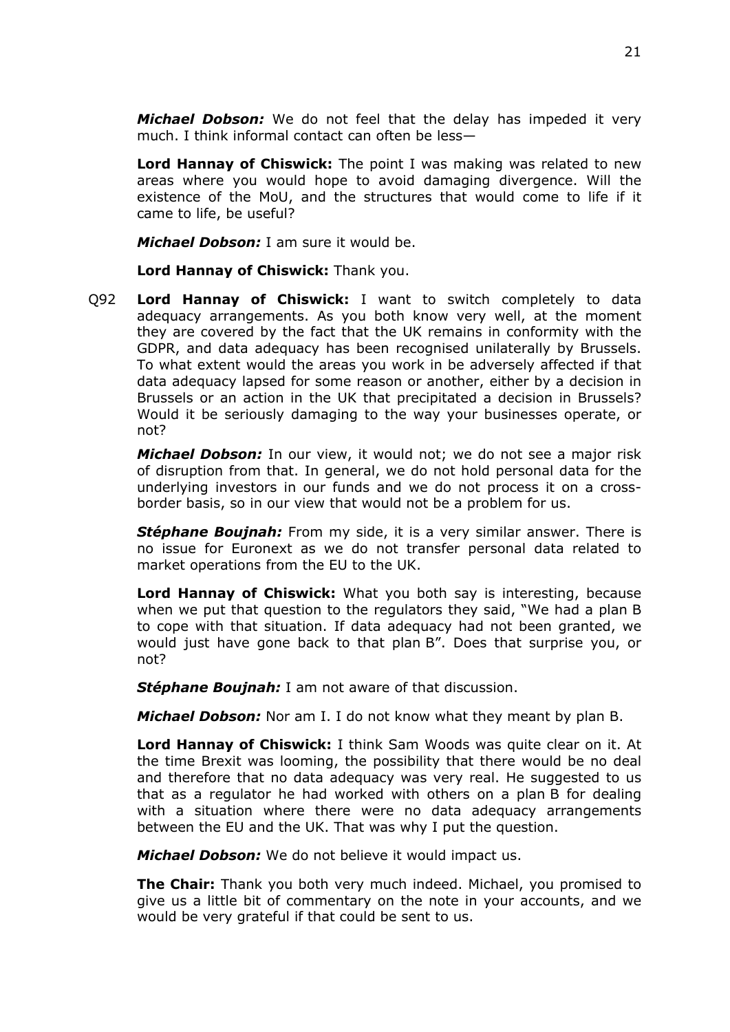***Michael Dobson:*** We do not feel that the delay has impeded it very much. I think informal contact can often be less—

**Lord Hannay of Chiswick:** The point I was making was related to new areas where you would hope to avoid damaging divergence. Will the existence of the MoU, and the structures that would come to life if it came to life, be useful?

***Michael Dobson:*** I am sure it would be.

**Lord Hannay of Chiswick:** Thank you.

Q92 **Lord Hannay of Chiswick:** I want to switch completely to data adequacy arrangements. As you both know very well, at the moment they are covered by the fact that the UK remains in conformity with the GDPR, and data adequacy has been recognised unilaterally by Brussels. To what extent would the areas you work in be adversely affected if that data adequacy lapsed for some reason or another, either by a decision in Brussels or an action in the UK that precipitated a decision in Brussels? Would it be seriously damaging to the way your businesses operate, or not?

***Michael Dobson:*** In our view, it would not; we do not see a major risk of disruption from that. In general, we do not hold personal data for the underlying investors in our funds and we do not process it on a cross-border basis, so in our view that would not be a problem for us.

***Stéphane Boujnah:*** From my side, it is a very similar answer. There is no issue for Euronext as we do not transfer personal data related to market operations from the EU to the UK.

**Lord Hannay of Chiswick:** What you both say is interesting, because when we put that question to the regulators they said, "We had a plan B to cope with that situation. If data adequacy had not been granted, we would just have gone back to that plan B". Does that surprise you, or not?

***Stéphane Boujnah:*** I am not aware of that discussion.

***Michael Dobson:*** Nor am I. I do not know what they meant by plan B.

**Lord Hannay of Chiswick:** I think Sam Woods was quite clear on it. At the time Brexit was looming, the possibility that there would be no deal and therefore that no data adequacy was very real. He suggested to us that as a regulator he had worked with others on a plan B for dealing with a situation where there were no data adequacy arrangements between the EU and the UK. That was why I put the question.

***Michael Dobson:*** We do not believe it would impact us.

**The Chair:** Thank you both very much indeed. Michael, you promised to give us a little bit of commentary on the note in your accounts, and we would be very grateful if that could be sent to us.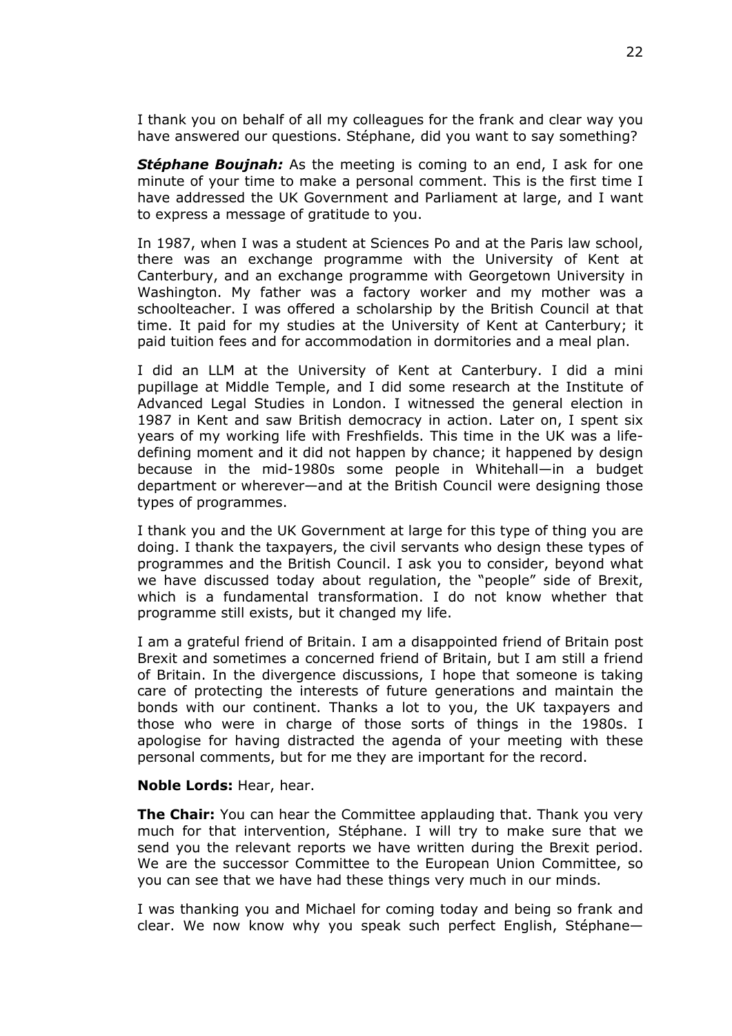I thank you on behalf of all my colleagues for the frank and clear way you have answered our questions. Stéphane, did you want to say something?

***Stéphane Boujnah:*** As the meeting is coming to an end, I ask for one minute of your time to make a personal comment. This is the first time I have addressed the UK Government and Parliament at large, and I want to express a message of gratitude to you.

In 1987, when I was a student at Sciences Po and at the Paris law school, there was an exchange programme with the University of Kent at Canterbury, and an exchange programme with Georgetown University in Washington. My father was a factory worker and my mother was a schoolteacher. I was offered a scholarship by the British Council at that time. It paid for my studies at the University of Kent at Canterbury; it paid tuition fees and for accommodation in dormitories and a meal plan.

I did an LLM at the University of Kent at Canterbury. I did a mini pupillage at Middle Temple, and I did some research at the Institute of Advanced Legal Studies in London. I witnessed the general election in 1987 in Kent and saw British democracy in action. Later on, I spent six years of my working life with Freshfields. This time in the UK was a life-defining moment and it did not happen by chance; it happened by design because in the mid-1980s some people in Whitehall—in a budget department or wherever—and at the British Council were designing those types of programmes.

I thank you and the UK Government at large for this type of thing you are doing. I thank the taxpayers, the civil servants who design these types of programmes and the British Council. I ask you to consider, beyond what we have discussed today about regulation, the "people" side of Brexit, which is a fundamental transformation. I do not know whether that programme still exists, but it changed my life.

I am a grateful friend of Britain. I am a disappointed friend of Britain post Brexit and sometimes a concerned friend of Britain, but I am still a friend of Britain. In the divergence discussions, I hope that someone is taking care of protecting the interests of future generations and maintain the bonds with our continent. Thanks a lot to you, the UK taxpayers and those who were in charge of those sorts of things in the 1980s. I apologise for having distracted the agenda of your meeting with these personal comments, but for me they are important for the record.

**Noble Lords:** Hear, hear.

**The Chair:** You can hear the Committee applauding that. Thank you very much for that intervention, Stéphane. I will try to make sure that we send you the relevant reports we have written during the Brexit period. We are the successor Committee to the European Union Committee, so you can see that we have had these things very much in our minds.

I was thanking you and Michael for coming today and being so frank and clear. We now know why you speak such perfect English, Stéphane—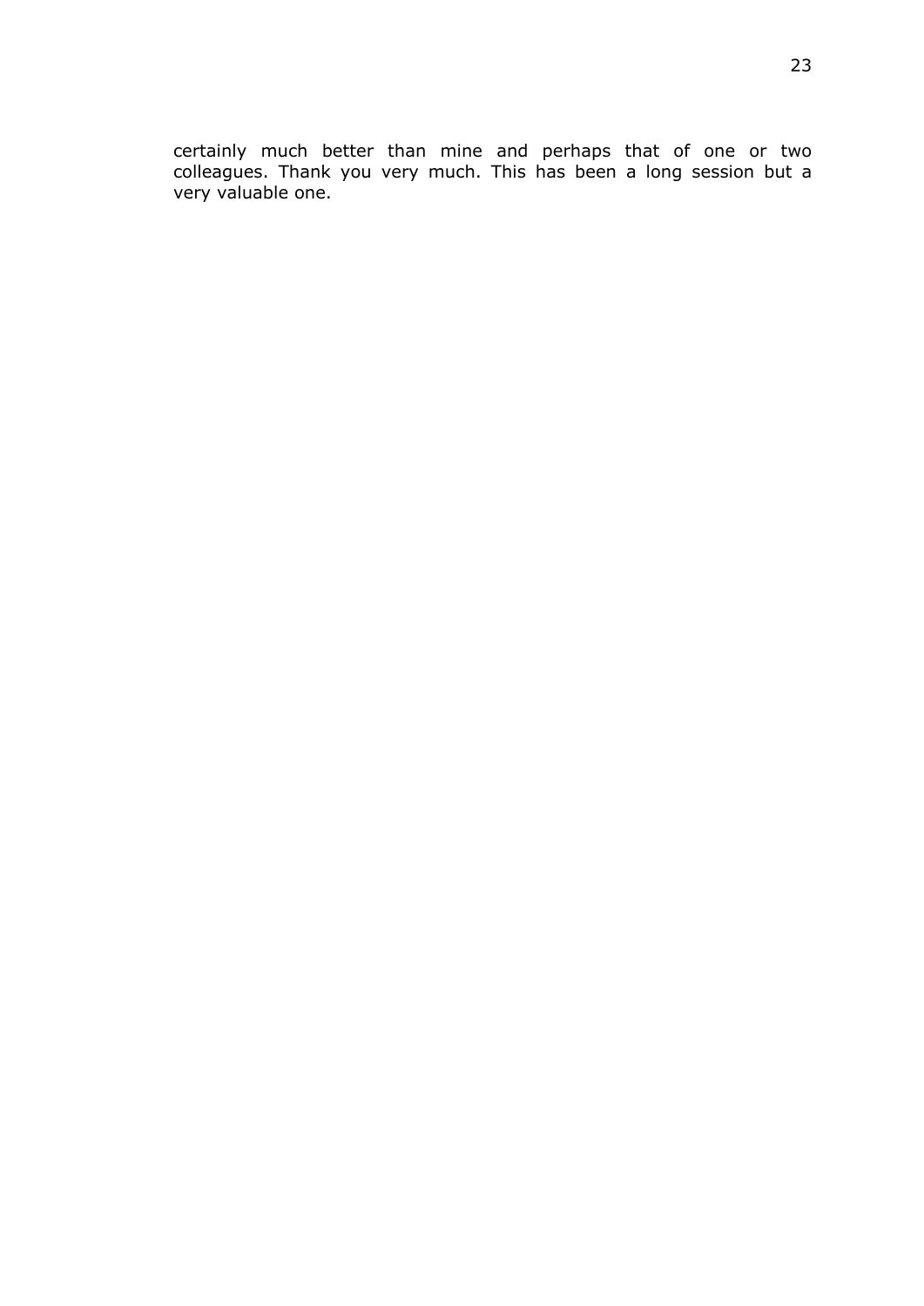certainly much better than mine and perhaps that of one or two colleagues. Thank you very much. This has been a long session but a very valuable one.